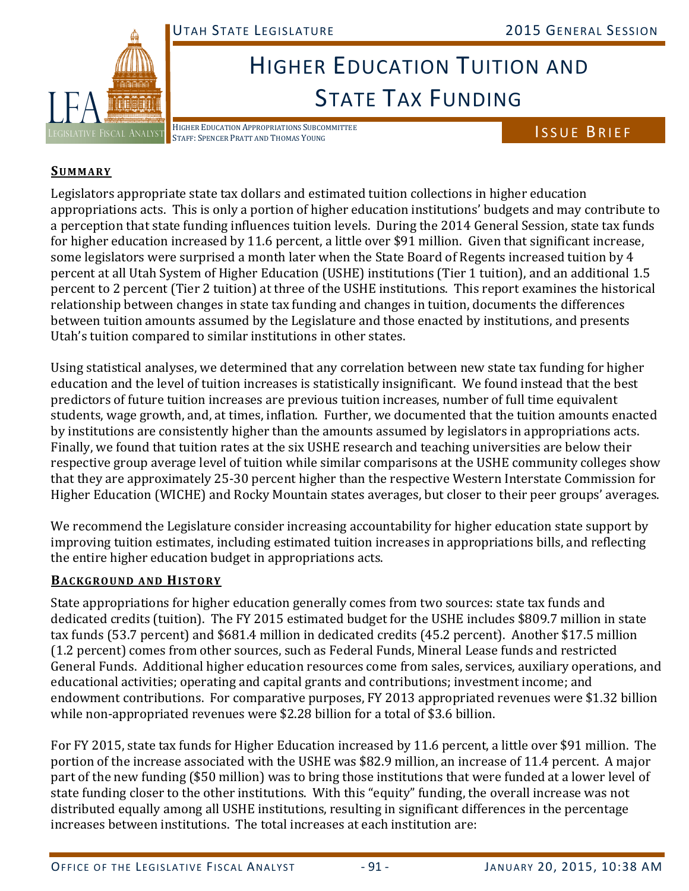# Higher Education Tuition and State Tax Funding

Higher Education Appropriations Subcommittee
Staff: Spencer Pratt and Thomas Young

Issue Brief

## Summary

Legislators appropriate state tax dollars and estimated tuition collections in higher education appropriations acts. This is only a portion of higher education institutions' budgets and may contribute to a perception that state funding influences tuition levels. During the 2014 General Session, state tax funds for higher education increased by 11.6 percent, a little over $91 million. Given that significant increase, some legislators were surprised a month later when the State Board of Regents increased tuition by 4 percent at all Utah System of Higher Education (USHE) institutions (Tier 1 tuition), and an additional 1.5 percent to 2 percent (Tier 2 tuition) at three of the USHE institutions. This report examines the historical relationship between changes in state tax funding and changes in tuition, documents the differences between tuition amounts assumed by the Legislature and those enacted by institutions, and presents Utah's tuition compared to similar institutions in other states.

Using statistical analyses, we determined that any correlation between new state tax funding for higher education and the level of tuition increases is statistically insignificant. We found instead that the best predictors of future tuition increases are previous tuition increases, number of full time equivalent students, wage growth, and, at times, inflation. Further, we documented that the tuition amounts enacted by institutions are consistently higher than the amounts assumed by legislators in appropriations acts. Finally, we found that tuition rates at the six USHE research and teaching universities are below their respective group average level of tuition while similar comparisons at the USHE community colleges show that they are approximately 25-30 percent higher than the respective Western Interstate Commission for Higher Education (WICHE) and Rocky Mountain states averages, but closer to their peer groups' averages.

We recommend the Legislature consider increasing accountability for higher education state support by improving tuition estimates, including estimated tuition increases in appropriations bills, and reflecting the entire higher education budget in appropriations acts.

## Background and History

State appropriations for higher education generally comes from two sources: state tax funds and dedicated credits (tuition). The FY 2015 estimated budget for the USHE includes $809.7 million in state tax funds (53.7 percent) and $681.4 million in dedicated credits (45.2 percent). Another $17.5 million (1.2 percent) comes from other sources, such as Federal Funds, Mineral Lease funds and restricted General Funds. Additional higher education resources come from sales, services, auxiliary operations, and educational activities; operating and capital grants and contributions; investment income; and endowment contributions. For comparative purposes, FY 2013 appropriated revenues were $1.32 billion while non-appropriated revenues were $2.28 billion for a total of $3.6 billion.

For FY 2015, state tax funds for Higher Education increased by 11.6 percent, a little over $91 million. The portion of the increase associated with the USHE was $82.9 million, an increase of 11.4 percent. A major part of the new funding ($50 million) was to bring those institutions that were funded at a lower level of state funding closer to the other institutions. With this "equity" funding, the overall increase was not distributed equally among all USHE institutions, resulting in significant differences in the percentage increases between institutions. The total increases at each institution are: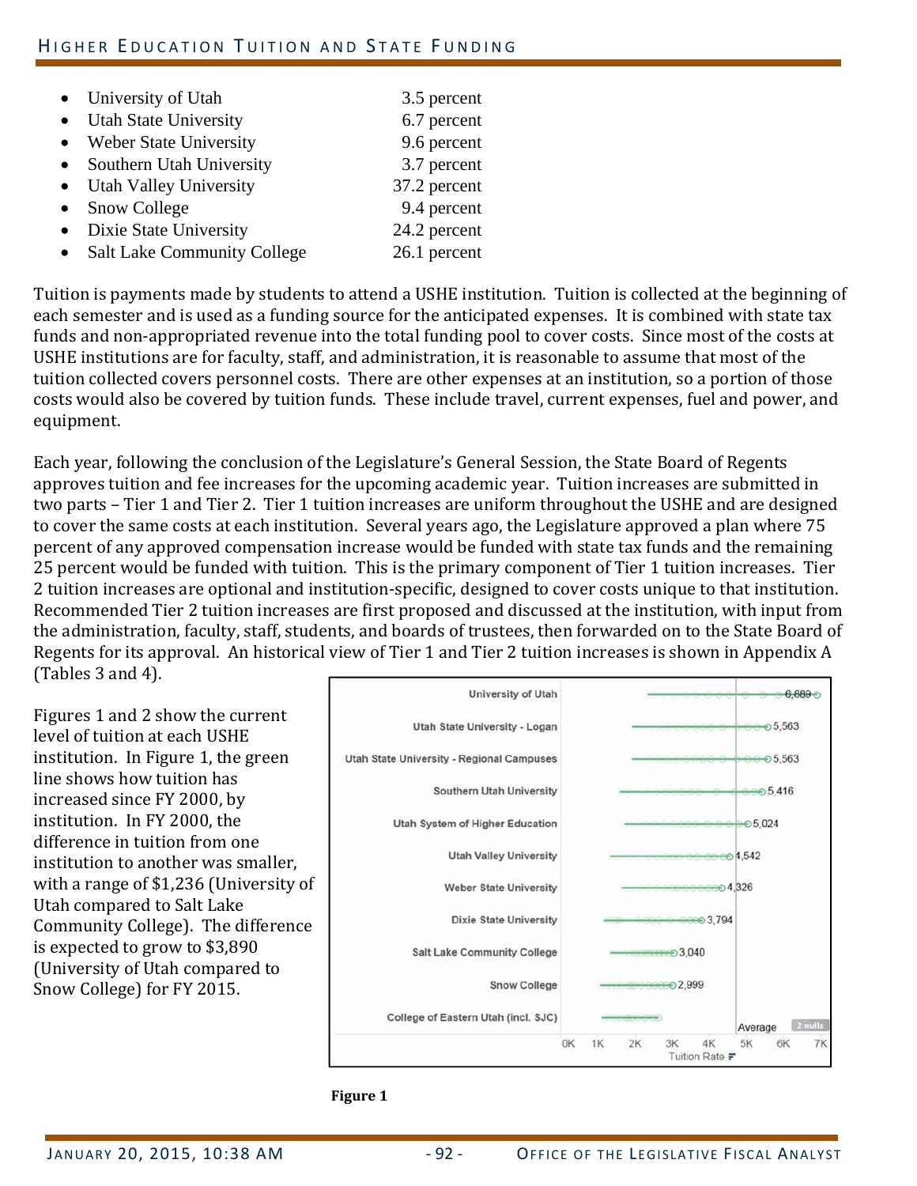- University of Utah 3.5 percent
- Utah State University 6.7 percent
- Weber State University 9.6 percent
- Southern Utah University 3.7 percent
- Utah Valley University 37.2 percent
- Snow College 9.4 percent
- Dixie State University 24.2 percent
- Salt Lake Community College 26.1 percent

Tuition is payments made by students to attend a USHE institution. Tuition is collected at the beginning of each semester and is used as a funding source for the anticipated expenses. It is combined with state tax funds and non-appropriated revenue into the total funding pool to cover costs. Since most of the costs at USHE institutions are for faculty, staff, and administration, it is reasonable to assume that most of the tuition collected covers personnel costs. There are other expenses at an institution, so a portion of those costs would also be covered by tuition funds. These include travel, current expenses, fuel and power, and equipment.

Each year, following the conclusion of the Legislature's General Session, the State Board of Regents approves tuition and fee increases for the upcoming academic year. Tuition increases are submitted in two parts – Tier 1 and Tier 2. Tier 1 tuition increases are uniform throughout the USHE and are designed to cover the same costs at each institution. Several years ago, the Legislature approved a plan where 75 percent of any approved compensation increase would be funded with state tax funds and the remaining 25 percent would be funded with tuition. This is the primary component of Tier 1 tuition increases. Tier 2 tuition increases are optional and institution-specific, designed to cover costs unique to that institution. Recommended Tier 2 tuition increases are first proposed and discussed at the institution, with input from the administration, faculty, staff, students, and boards of trustees, then forwarded on to the State Board of Regents for its approval. An historical view of Tier 1 and Tier 2 tuition increases is shown in Appendix A (Tables 3 and 4).

Figures 1 and 2 show the current level of tuition at each USHE institution. In Figure 1, the green line shows how tuition has increased since FY 2000, by institution. In FY 2000, the difference in tuition from one institution to another was smaller, with a range of $1,236 (University of Utah compared to Salt Lake Community College). The difference is expected to grow to $3,890 (University of Utah compared to Snow College) for FY 2015.

| Institution | Tuition Rate |
|---|---|
| University of Utah | 6,889 |
| Utah State University - Logan | 5,563 |
| Utah State University - Regional Campuses | 5,563 |
| Southern Utah University | 5,416 |
| Utah System of Higher Education | 5,024 |
| Utah Valley University | 4,542 |
| Weber State University | 4,326 |
| Dixie State University | 3,794 |
| Salt Lake Community College | 3,040 |
| Snow College | 2,999 |
| College of Eastern Utah (incl. SJC) | |

**Figure 1**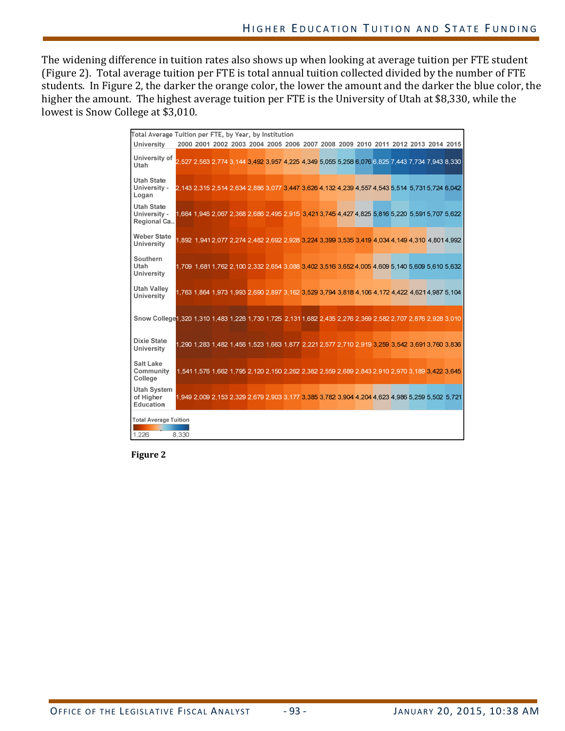The widening difference in tuition rates also shows up when looking at average tuition per FTE student (Figure 2). Total average tuition per FTE is total annual tuition collected divided by the number of FTE students. In Figure 2, the darker the orange color, the lower the amount and the darker the blue color, the higher the amount. The highest average tuition per FTE is the University of Utah at $8,330, while the lowest is Snow College at $3,010.

**Total Average Tuition per FTE, by Year, by Institution**

| University | 2000 | 2001 | 2002 | 2003 | 2004 | 2005 | 2006 | 2007 | 2008 | 2009 | 2010 | 2011 | 2012 | 2013 | 2014 | 2015 |
|---|---|---|---|---|---|---|---|---|---|---|---|---|---|---|---|---|
| University of Utah | 2,527 | 2,563 | 2,774 | 3,144 | 3,492 | 3,957 | 4,225 | 4,349 | 5,055 | 5,258 | 6,076 | 6,825 | 7,443 | 7,734 | 7,943 | 8,330 |
| Utah State University - Logan | 2,143 | 2,315 | 2,514 | 2,634 | 2,886 | 3,077 | 3,447 | 3,626 | 4,132 | 4,239 | 4,557 | 4,543 | 5,514 | 5,731 | 5,724 | 6,042 |
| Utah State University - Regional Ca.. | 1,664 | 1,946 | 2,067 | 2,368 | 2,686 | 2,495 | 2,915 | 3,421 | 3,745 | 4,427 | 4,825 | 5,816 | 5,220 | 5,591 | 5,707 | 5,622 |
| Weber State University | 1,892 | 1,941 | 2,077 | 2,274 | 2,482 | 2,692 | 2,928 | 3,224 | 3,399 | 3,535 | 3,419 | 4,034 | 4,149 | 4,310 | 4,801 | 4,992 |
| Southern Utah University | 1,709 | 1,681 | 1,762 | 2,100 | 2,332 | 2,654 | 3,088 | 3,402 | 3,516 | 3,652 | 4,005 | 4,609 | 5,140 | 5,609 | 5,610 | 5,632 |
| Utah Valley University | 1,763 | 1,864 | 1,973 | 1,993 | 2,690 | 2,897 | 3,162 | 3,529 | 3,794 | 3,818 | 4,106 | 4,172 | 4,422 | 4,621 | 4,987 | 5,104 |
| Snow College | 1,320 | 1,310 | 1,483 | 1,226 | 1,730 | 1,725 | 2,131 | 1,682 | 2,435 | 2,276 | 2,369 | 2,582 | 2,707 | 2,876 | 2,928 | 3,010 |
| Dixie State University | 1,290 | 1,283 | 1,482 | 1,456 | 1,523 | 1,663 | 1,877 | 2,221 | 2,577 | 2,710 | 2,919 | 3,259 | 3,542 | 3,691 | 3,760 | 3,836 |
| Salt Lake Community College | 1,541 | 1,576 | 1,662 | 1,795 | 2,120 | 2,150 | 2,262 | 2,382 | 2,559 | 2,689 | 2,843 | 2,910 | 2,970 | 3,189 | 3,422 | 3,645 |
| Utah System of Higher Education | 1,949 | 2,009 | 2,153 | 2,329 | 2,679 | 2,903 | 3,177 | 3,385 | 3,782 | 3,904 | 4,204 | 4,623 | 4,986 | 5,259 | 5,502 | 5,721 |

Total Average Tuition: 1,226 – 8,330

**Figure 2**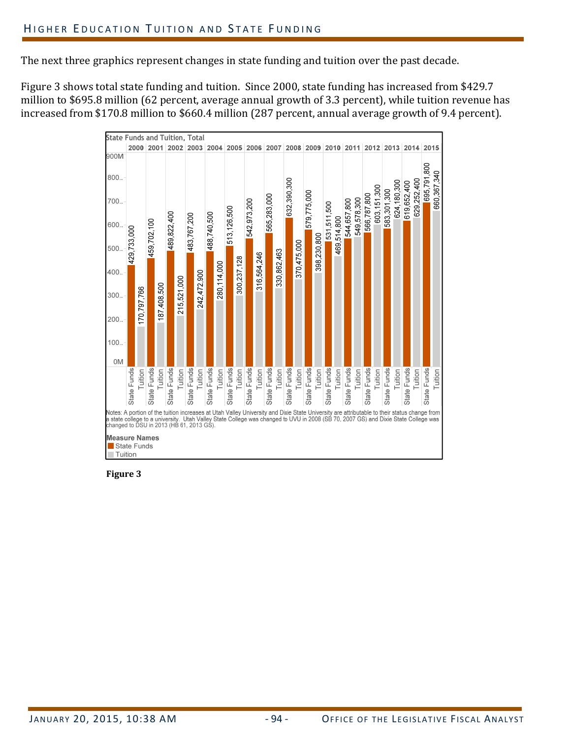The next three graphics represent changes in state funding and tuition over the past decade.

Figure 3 shows total state funding and tuition. Since 2000, state funding has increased from $429.7 million to $695.8 million (62 percent, average annual growth of 3.3 percent), while tuition revenue has increased from $170.8 million to $660.4 million (287 percent, annual average growth of 9.4 percent).

**State Funds and Tuition, Total**

| Year | State Funds | Tuition |
|---|---|---|
| 2000 | 429,733,000 | 170,797,766 |
| 2001 | 459,702,100 | 187,408,500 |
| 2002 | 489,822,400 | 215,521,000 |
| 2003 | 483,767,200 | 242,472,900 |
| 2004 | 488,740,500 | 280,114,000 |
| 2005 | 513,126,500 | 300,237,128 |
| 2006 | 542,973,200 | 316,564,246 |
| 2007 | 565,283,000 | 330,862,463 |
| 2008 | 632,390,300 | 370,475,000 |
| 2009 | 579,775,000 | 398,230,800 |
| 2010 | 531,511,500 | 469,514,800 |
| 2011 | 544,657,800 | 549,578,300 |
| 2012 | 566,787,800 | 603,151,300 |
| 2013 | 583,301,300 | 624,180,300 |
| 2014 | 619,652,400 | 629,252,400 |
| 2015 | 695,791,800 | 660,367,340 |

Notes: A portion of the tuition increases at Utah Valley University and Dixie State University are attributable to their status change from a state college to a university. Utah Valley State College was changed to UVU in 2008 (SB 70, 2007 GS) and Dixie State College was changed to DSU in 2013 (HB 61, 2013 GS).

Measure Names
- State Funds
- Tuition

**Figure 3**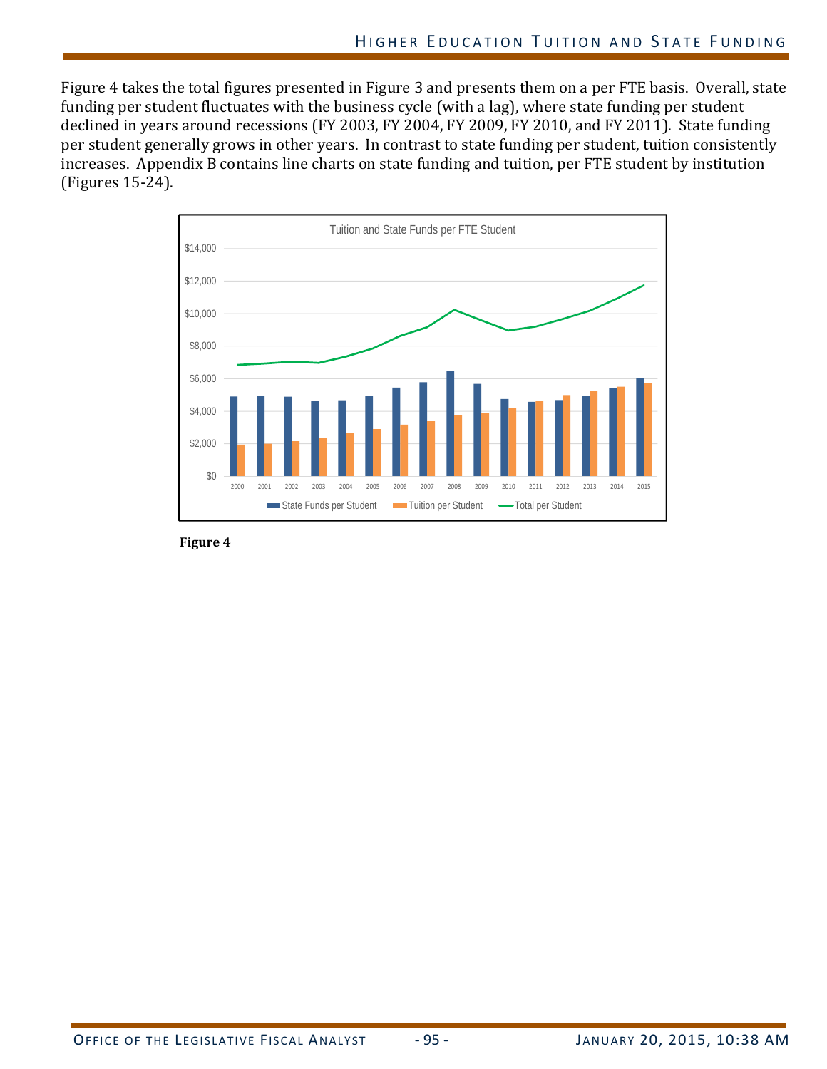Figure 4 takes the total figures presented in Figure 3 and presents them on a per FTE basis. Overall, state funding per student fluctuates with the business cycle (with a lag), where state funding per student declined in years around recessions (FY 2003, FY 2004, FY 2009, FY 2010, and FY 2011). State funding per student generally grows in other years. In contrast to state funding per student, tuition consistently increases. Appendix B contains line charts on state funding and tuition, per FTE student by institution (Figures 15-24).

**Figure 4**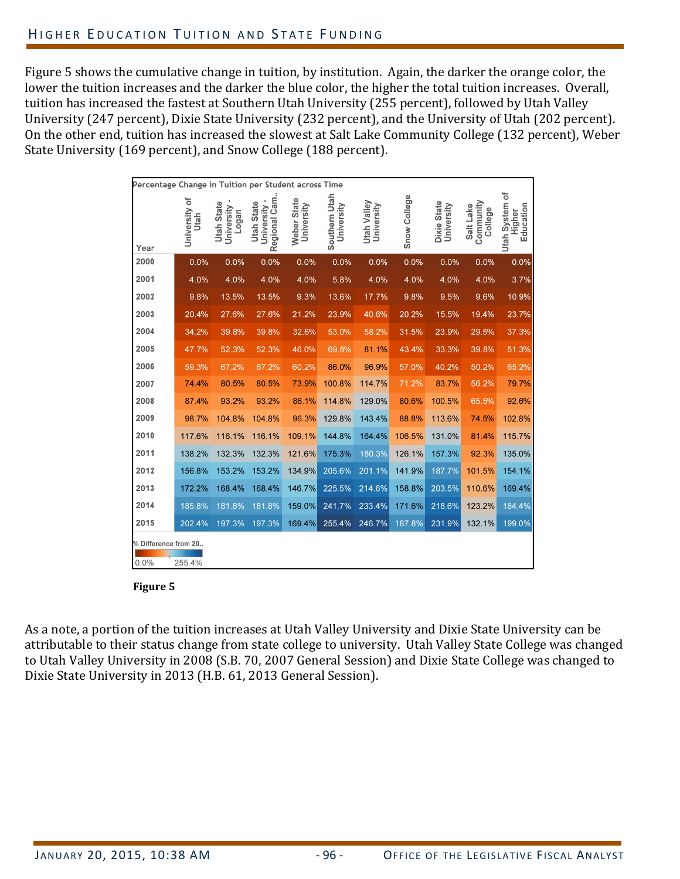Figure 5 shows the cumulative change in tuition, by institution. Again, the darker the orange color, the lower the tuition increases and the darker the blue color, the higher the total tuition increases. Overall, tuition has increased the fastest at Southern Utah University (255 percent), followed by Utah Valley University (247 percent), Dixie State University (232 percent), and the University of Utah (202 percent). On the other end, tuition has increased the slowest at Salt Lake Community College (132 percent), Weber State University (169 percent), and Snow College (188 percent).

Percentage Change in Tuition per Student across Time

| Year | University of Utah | Utah State University - Logan | Utah State University - Regional Cam.. | Weber State University | Southern Utah University | Utah Valley University | Snow College | Dixie State University | Salt Lake Community College | Utah System of Higher Education |
|---|---|---|---|---|---|---|---|---|---|---|
| 2000 | 0.0% | 0.0% | 0.0% | 0.0% | 0.0% | 0.0% | 0.0% | 0.0% | 0.0% | 0.0% |
| 2001 | 4.0% | 4.0% | 4.0% | 4.0% | 5.8% | 4.0% | 4.0% | 4.0% | 4.0% | 3.7% |
| 2002 | 9.8% | 13.5% | 13.5% | 9.3% | 13.6% | 17.7% | 9.8% | 9.5% | 9.6% | 10.9% |
| 2003 | 20.4% | 27.6% | 27.6% | 21.2% | 23.9% | 40.6% | 20.2% | 15.5% | 19.4% | 23.7% |
| 2004 | 34.2% | 39.8% | 39.8% | 32.6% | 53.0% | 58.2% | 31.5% | 23.9% | 29.5% | 37.3% |
| 2005 | 47.7% | 52.3% | 52.3% | 46.0% | 69.8% | 81.1% | 43.4% | 33.3% | 39.8% | 51.3% |
| 2006 | 59.3% | 67.2% | 67.2% | 60.2% | 86.0% | 96.9% | 57.0% | 40.2% | 50.2% | 65.2% |
| 2007 | 74.4% | 80.5% | 80.5% | 73.9% | 100.8% | 114.7% | 71.2% | 83.7% | 56.2% | 79.7% |
| 2008 | 87.4% | 93.2% | 93.2% | 86.1% | 114.8% | 129.0% | 80.6% | 100.5% | 65.5% | 92.6% |
| 2009 | 98.7% | 104.8% | 104.8% | 96.3% | 129.8% | 143.4% | 88.8% | 113.6% | 74.5% | 102.8% |
| 2010 | 117.6% | 116.1% | 116.1% | 109.1% | 144.8% | 164.4% | 106.5% | 131.0% | 81.4% | 115.7% |
| 2011 | 138.2% | 132.3% | 132.3% | 121.6% | 175.3% | 180.3% | 126.1% | 157.3% | 92.3% | 135.0% |
| 2012 | 156.8% | 153.2% | 153.2% | 134.9% | 205.6% | 201.1% | 141.9% | 187.7% | 101.5% | 154.1% |
| 2013 | 172.2% | 168.4% | 168.4% | 146.7% | 225.5% | 214.6% | 158.8% | 203.5% | 110.6% | 169.4% |
| 2014 | 185.8% | 181.8% | 181.8% | 159.0% | 241.7% | 233.4% | 171.6% | 218.6% | 123.2% | 184.4% |
| 2015 | 202.4% | 197.3% | 197.3% | 169.4% | 255.4% | 246.7% | 187.8% | 231.9% | 132.1% | 199.0% |

% Difference from 20.. (0.0% – 255.4%)

**Figure 5**

As a note, a portion of the tuition increases at Utah Valley University and Dixie State University can be attributable to their status change from state college to university. Utah Valley State College was changed to Utah Valley University in 2008 (S.B. 70, 2007 General Session) and Dixie State College was changed to Dixie State University in 2013 (H.B. 61, 2013 General Session).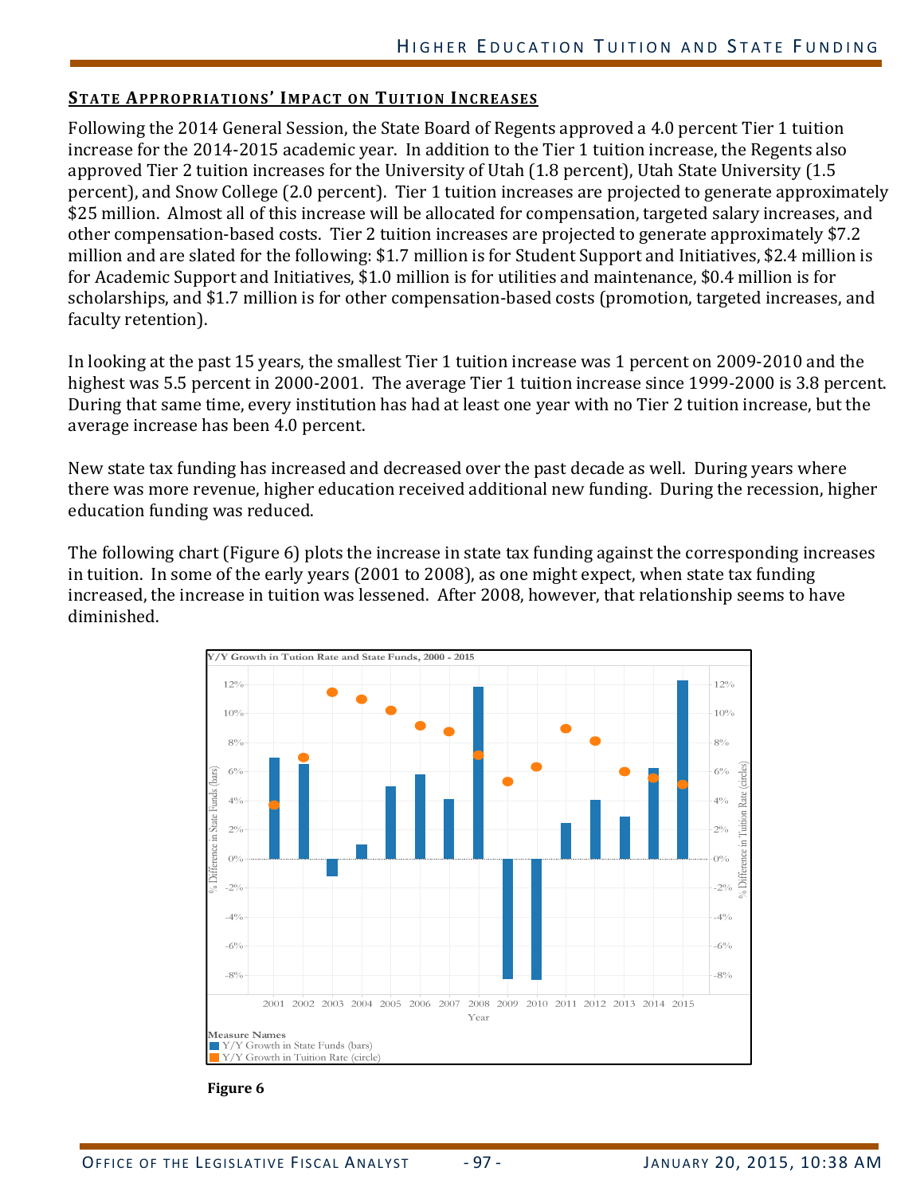## STATE APPROPRIATIONS' IMPACT ON TUITION INCREASES

Following the 2014 General Session, the State Board of Regents approved a 4.0 percent Tier 1 tuition increase for the 2014-2015 academic year. In addition to the Tier 1 tuition increase, the Regents also approved Tier 2 tuition increases for the University of Utah (1.8 percent), Utah State University (1.5 percent), and Snow College (2.0 percent). Tier 1 tuition increases are projected to generate approximately $25 million. Almost all of this increase will be allocated for compensation, targeted salary increases, and other compensation-based costs. Tier 2 tuition increases are projected to generate approximately $7.2 million and are slated for the following: $1.7 million is for Student Support and Initiatives, $2.4 million is for Academic Support and Initiatives, $1.0 million is for utilities and maintenance, $0.4 million is for scholarships, and $1.7 million is for other compensation-based costs (promotion, targeted increases, and faculty retention).

In looking at the past 15 years, the smallest Tier 1 tuition increase was 1 percent on 2009-2010 and the highest was 5.5 percent in 2000-2001. The average Tier 1 tuition increase since 1999-2000 is 3.8 percent. During that same time, every institution has had at least one year with no Tier 2 tuition increase, but the average increase has been 4.0 percent.

New state tax funding has increased and decreased over the past decade as well. During years where there was more revenue, higher education received additional new funding. During the recession, higher education funding was reduced.

The following chart (Figure 6) plots the increase in state tax funding against the corresponding increases in tuition. In some of the early years (2001 to 2008), as one might expect, when state tax funding increased, the increase in tuition was lessened. After 2008, however, that relationship seems to have diminished.

**Figure 6**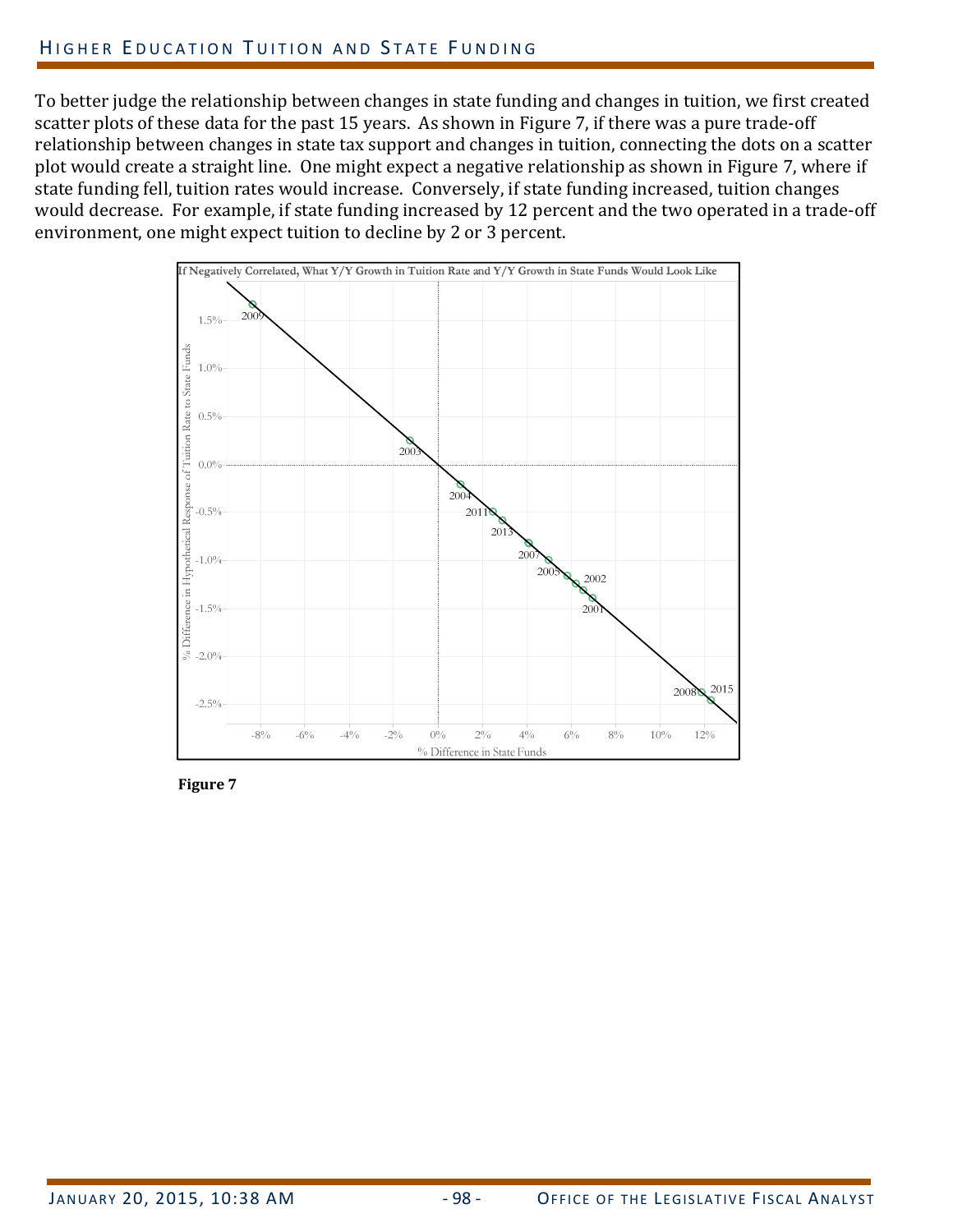To better judge the relationship between changes in state funding and changes in tuition, we first created scatter plots of these data for the past 15 years. As shown in Figure 7, if there was a pure trade-off relationship between changes in state tax support and changes in tuition, connecting the dots on a scatter plot would create a straight line. One might expect a negative relationship as shown in Figure 7, where if state funding fell, tuition rates would increase. Conversely, if state funding increased, tuition changes would decrease. For example, if state funding increased by 12 percent and the two operated in a trade-off environment, one might expect tuition to decline by 2 or 3 percent.

If Negatively Correlated, What Y/Y Growth in Tuition Rate and Y/Y Growth in State Funds Would Look Like

**Figure 7**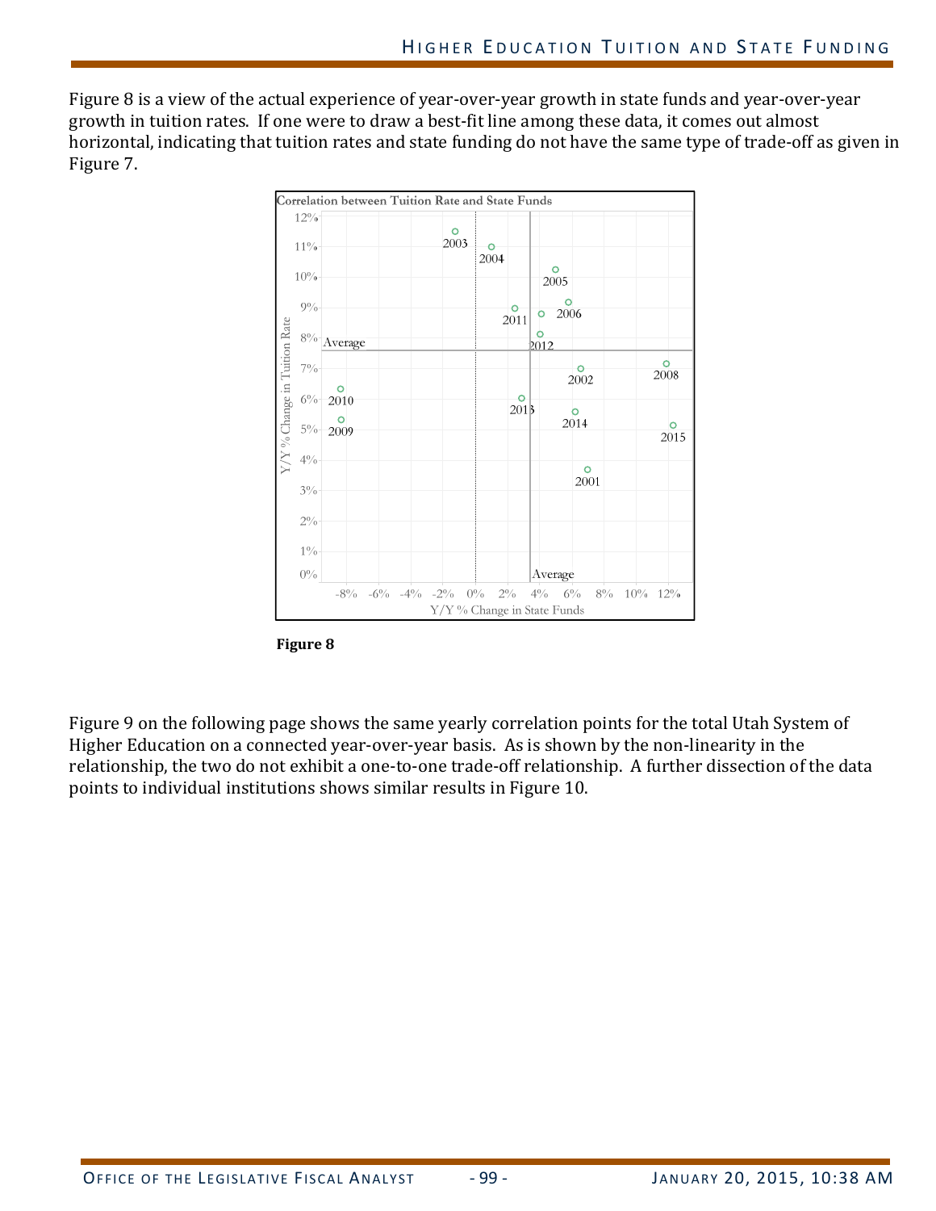Figure 8 is a view of the actual experience of year-over-year growth in state funds and year-over-year growth in tuition rates. If one were to draw a best-fit line among these data, it comes out almost horizontal, indicating that tuition rates and state funding do not have the same type of trade-off as given in Figure 7.

**Figure 8**

Figure 9 on the following page shows the same yearly correlation points for the total Utah System of Higher Education on a connected year-over-year basis. As is shown by the non-linearity in the relationship, the two do not exhibit a one-to-one trade-off relationship. A further dissection of the data points to individual institutions shows similar results in Figure 10.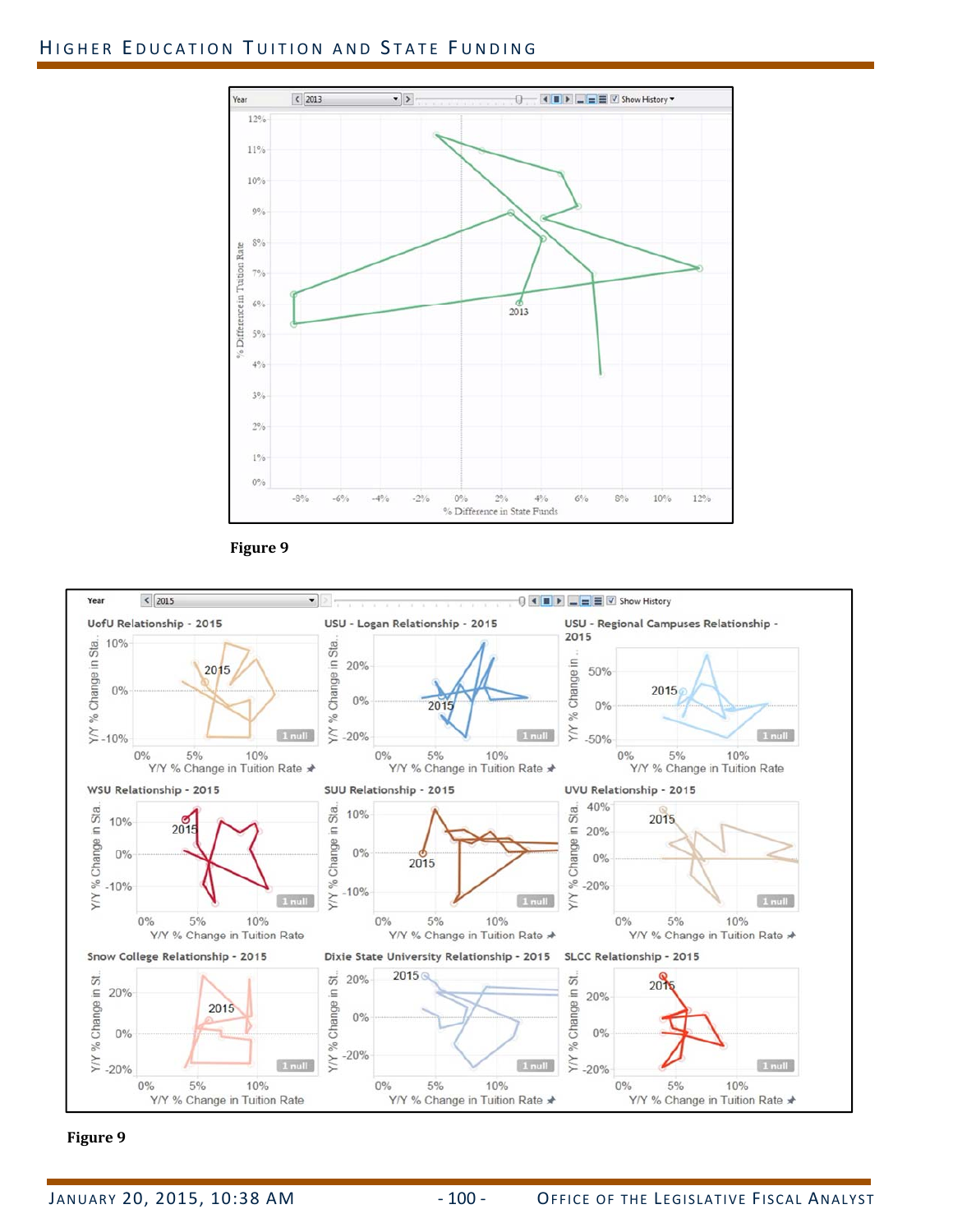Figure 9

Figure 9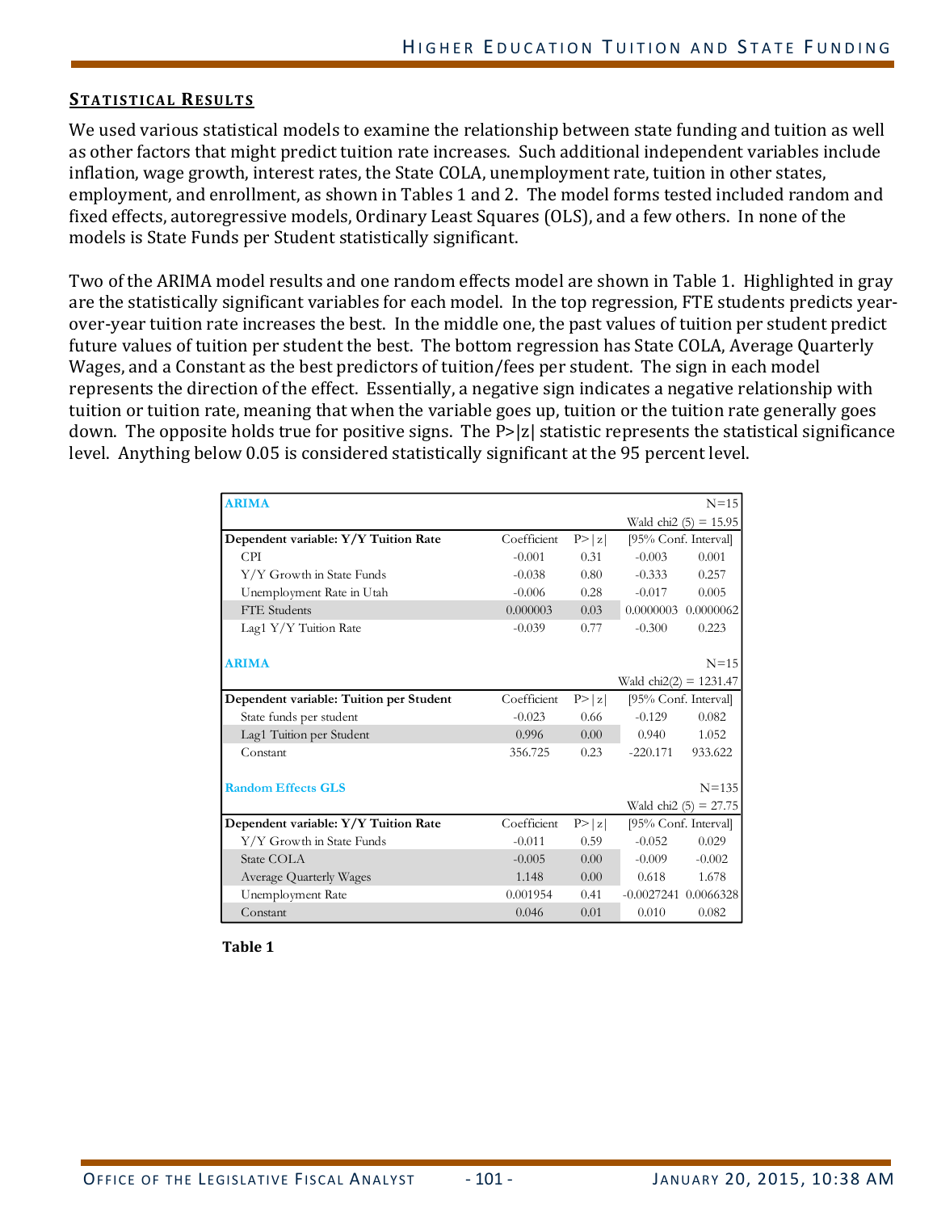## STATISTICAL RESULTS

We used various statistical models to examine the relationship between state funding and tuition as well as other factors that might predict tuition rate increases. Such additional independent variables include inflation, wage growth, interest rates, the State COLA, unemployment rate, tuition in other states, employment, and enrollment, as shown in Tables 1 and 2. The model forms tested included random and fixed effects, autoregressive models, Ordinary Least Squares (OLS), and a few others. In none of the models is State Funds per Student statistically significant.

Two of the ARIMA model results and one random effects model are shown in Table 1. Highlighted in gray are the statistically significant variables for each model. In the top regression, FTE students predicts year-over-year tuition rate increases the best. In the middle one, the past values of tuition per student predict future values of tuition per student the best. The bottom regression has State COLA, Average Quarterly Wages, and a Constant as the best predictors of tuition/fees per student. The sign in each model represents the direction of the effect. Essentially, a negative sign indicates a negative relationship with tuition or tuition rate, meaning that when the variable goes up, tuition or the tuition rate generally goes down. The opposite holds true for positive signs. The P>|z| statistic represents the statistical significance level. Anything below 0.05 is considered statistically significant at the 95 percent level.

| **ARIMA** | | | | N=15 |
|---|---|---|---|---|
| | | | Wald chi2 (5) = 15.95 | |
| **Dependent variable: Y/Y Tuition Rate** | Coefficient | P>\|z\| | [95% Conf. Interval] | |
| CPI | -0.001 | 0.31 | -0.003 | 0.001 |
| Y/Y Growth in State Funds | -0.038 | 0.80 | -0.333 | 0.257 |
| Unemployment Rate in Utah | -0.006 | 0.28 | -0.017 | 0.005 |
| FTE Students | 0.000003 | 0.03 | 0.0000003 | 0.0000062 |
| Lag1 Y/Y Tuition Rate | -0.039 | 0.77 | -0.300 | 0.223 |
| **ARIMA** | | | | N=15 |
| | | | Wald chi2(2) = 1231.47 | |
| **Dependent variable: Tuition per Student** | Coefficient | P>\|z\| | [95% Conf. Interval] | |
| State funds per student | -0.023 | 0.66 | -0.129 | 0.082 |
| Lag1 Tuition per Student | 0.996 | 0.00 | 0.940 | 1.052 |
| Constant | 356.725 | 0.23 | -220.171 | 933.622 |
| **Random Effects GLS** | | | | N=135 |
| | | | Wald chi2 (5) = 27.75 | |
| **Dependent variable: Y/Y Tuition Rate** | Coefficient | P>\|z\| | [95% Conf. Interval] | |
| Y/Y Growth in State Funds | -0.011 | 0.59 | -0.052 | 0.029 |
| State COLA | -0.005 | 0.00 | -0.009 | -0.002 |
| Average Quarterly Wages | 1.148 | 0.00 | 0.618 | 1.678 |
| Unemployment Rate | 0.001954 | 0.41 | -0.0027241 | 0.0066328 |
| Constant | 0.046 | 0.01 | 0.010 | 0.082 |

**Table 1**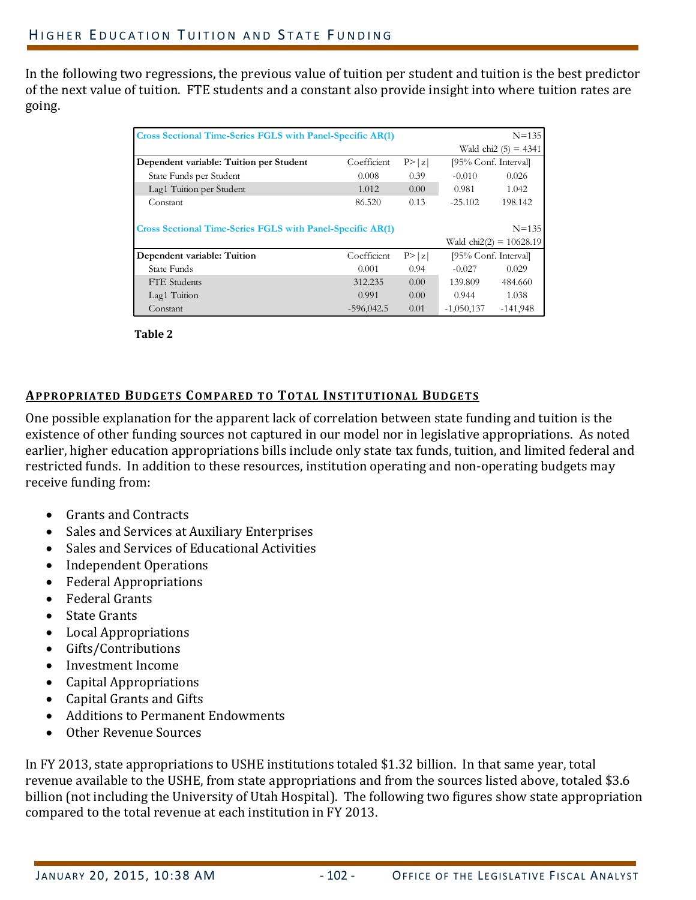In the following two regressions, the previous value of tuition per student and tuition is the best predictor of the next value of tuition. FTE students and a constant also provide insight into where tuition rates are going.

| Cross Sectional Time-Series FGLS with Panel-Specific AR(1) | | | | N=135 |
|---|---|---|---|---|
| | | | | Wald chi2 (5) = 4341 |
| **Dependent variable: Tuition per Student** | Coefficient | P>\|z\| | [95% Conf. Interval] | |
| State Funds per Student | 0.008 | 0.39 | -0.010 | 0.026 |
| Lag1 Tuition per Student | 1.012 | 0.00 | 0.981 | 1.042 |
| Constant | 86.520 | 0.13 | -25.102 | 198.142 |

| Cross Sectional Time-Series FGLS with Panel-Specific AR(1) | | | | N=135 |
|---|---|---|---|---|
| | | | | Wald chi2(2) = 10628.19 |
| **Dependent variable: Tuition** | Coefficient | P>\|z\| | [95% Conf. Interval] | |
| State Funds | 0.001 | 0.94 | -0.027 | 0.029 |
| FTE Students | 312.235 | 0.00 | 139.809 | 484.660 |
| Lag1 Tuition | 0.991 | 0.00 | 0.944 | 1.038 |
| Constant | -596,042.5 | 0.01 | -1,050,137 | -141,948 |

**Table 2**

## Appropriated Budgets Compared to Total Institutional Budgets

One possible explanation for the apparent lack of correlation between state funding and tuition is the existence of other funding sources not captured in our model nor in legislative appropriations. As noted earlier, higher education appropriations bills include only state tax funds, tuition, and limited federal and restricted funds. In addition to these resources, institution operating and non-operating budgets may receive funding from:

- Grants and Contracts
- Sales and Services at Auxiliary Enterprises
- Sales and Services of Educational Activities
- Independent Operations
- Federal Appropriations
- Federal Grants
- State Grants
- Local Appropriations
- Gifts/Contributions
- Investment Income
- Capital Appropriations
- Capital Grants and Gifts
- Additions to Permanent Endowments
- Other Revenue Sources

In FY 2013, state appropriations to USHE institutions totaled $1.32 billion. In that same year, total revenue available to the USHE, from state appropriations and from the sources listed above, totaled $3.6 billion (not including the University of Utah Hospital). The following two figures show state appropriation compared to the total revenue at each institution in FY 2013.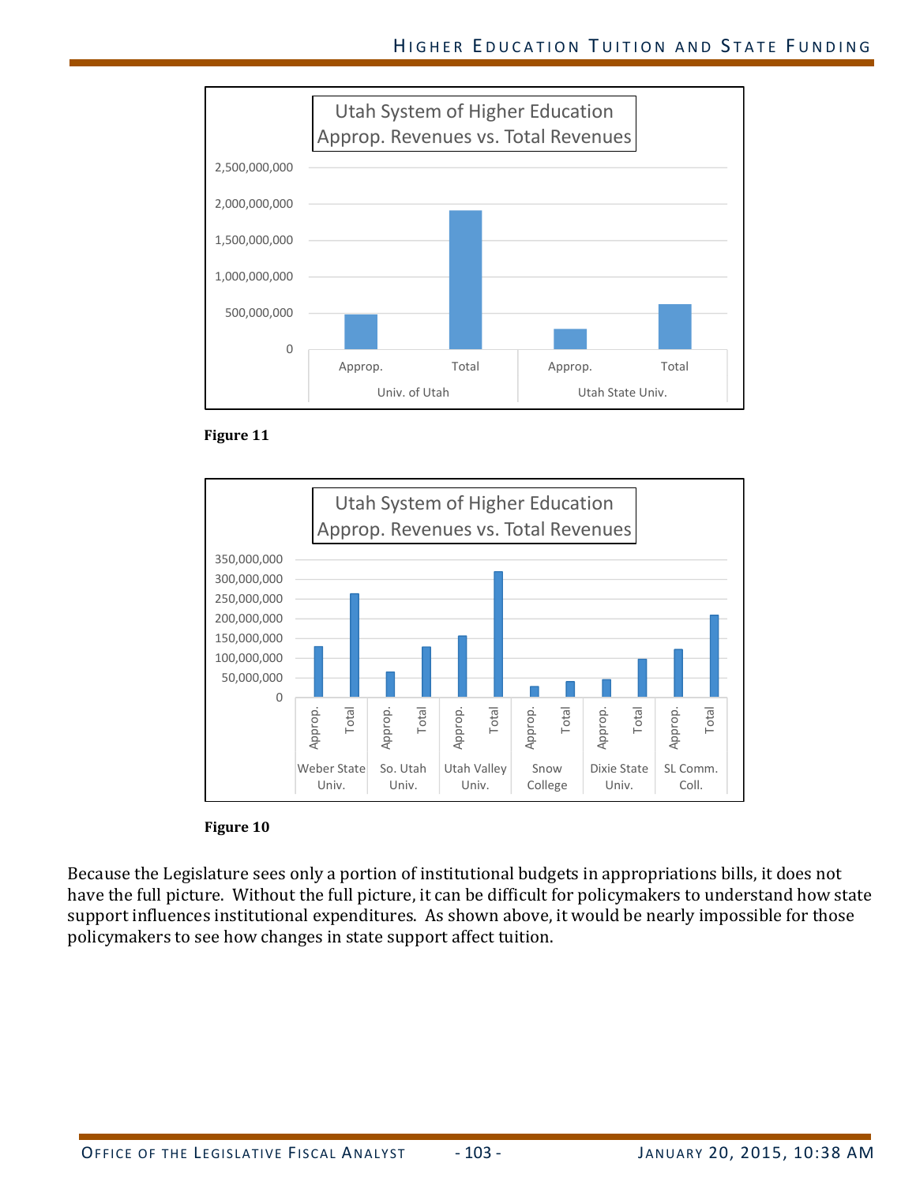Figure 11

Figure 10

Because the Legislature sees only a portion of institutional budgets in appropriations bills, it does not have the full picture. Without the full picture, it can be difficult for policymakers to understand how state support influences institutional expenditures. As shown above, it would be nearly impossible for those policymakers to see how changes in state support affect tuition.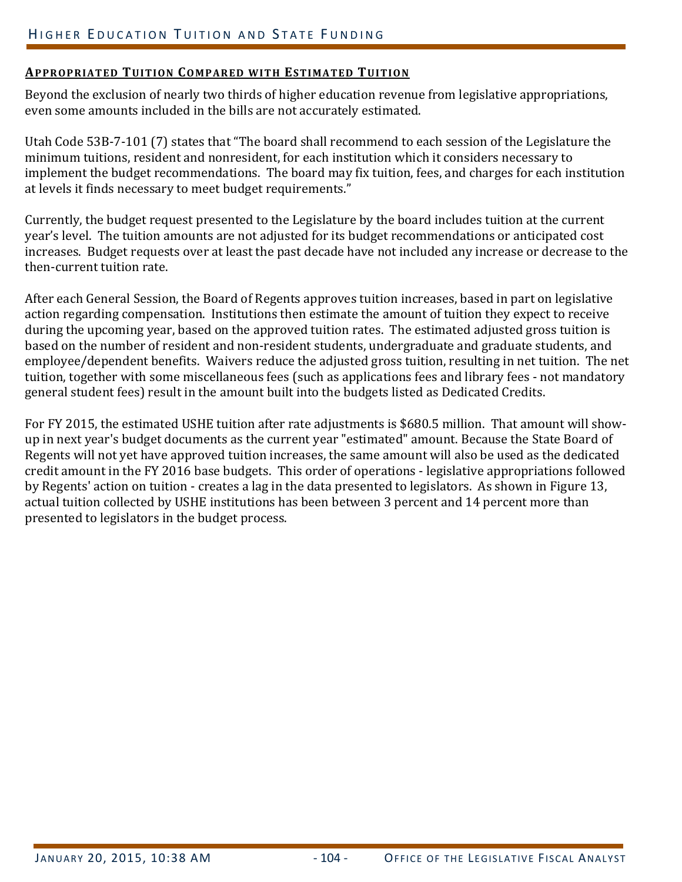## Appropriated Tuition Compared with Estimated Tuition

Beyond the exclusion of nearly two thirds of higher education revenue from legislative appropriations, even some amounts included in the bills are not accurately estimated.

Utah Code 53B-7-101 (7) states that "The board shall recommend to each session of the Legislature the minimum tuitions, resident and nonresident, for each institution which it considers necessary to implement the budget recommendations. The board may fix tuition, fees, and charges for each institution at levels it finds necessary to meet budget requirements."

Currently, the budget request presented to the Legislature by the board includes tuition at the current year's level. The tuition amounts are not adjusted for its budget recommendations or anticipated cost increases. Budget requests over at least the past decade have not included any increase or decrease to the then-current tuition rate.

After each General Session, the Board of Regents approves tuition increases, based in part on legislative action regarding compensation. Institutions then estimate the amount of tuition they expect to receive during the upcoming year, based on the approved tuition rates. The estimated adjusted gross tuition is based on the number of resident and non-resident students, undergraduate and graduate students, and employee/dependent benefits. Waivers reduce the adjusted gross tuition, resulting in net tuition. The net tuition, together with some miscellaneous fees (such as applications fees and library fees - not mandatory general student fees) result in the amount built into the budgets listed as Dedicated Credits.

For FY 2015, the estimated USHE tuition after rate adjustments is $680.5 million. That amount will show-up in next year's budget documents as the current year "estimated" amount. Because the State Board of Regents will not yet have approved tuition increases, the same amount will also be used as the dedicated credit amount in the FY 2016 base budgets. This order of operations - legislative appropriations followed by Regents' action on tuition - creates a lag in the data presented to legislators. As shown in Figure 13, actual tuition collected by USHE institutions has been between 3 percent and 14 percent more than presented to legislators in the budget process.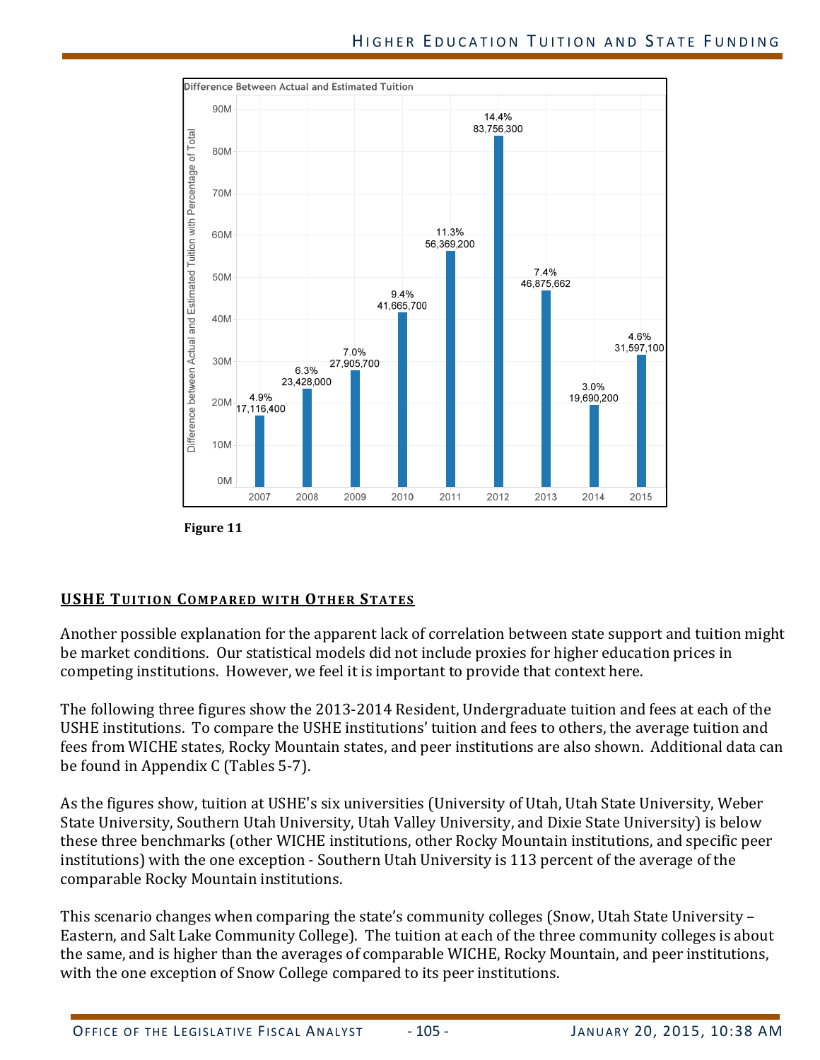Difference Between Actual and Estimated Tuition

| Year | Difference between Actual and Estimated Tuition | Percentage of Total |
|---|---|---|
| 2007 | 17,116,400 | 4.9% |
| 2008 | 23,428,000 | 6.3% |
| 2009 | 27,905,700 | 7.0% |
| 2010 | 41,665,700 | 9.4% |
| 2011 | 56,369,200 | 11.3% |
| 2012 | 83,756,300 | 14.4% |
| 2013 | 46,875,662 | 7.4% |
| 2014 | 19,690,200 | 3.0% |
| 2015 | 31,597,100 | 4.6% |

**Figure 11**

## USHE Tuition Compared with Other States

Another possible explanation for the apparent lack of correlation between state support and tuition might be market conditions. Our statistical models did not include proxies for higher education prices in competing institutions. However, we feel it is important to provide that context here.

The following three figures show the 2013-2014 Resident, Undergraduate tuition and fees at each of the USHE institutions. To compare the USHE institutions' tuition and fees to others, the average tuition and fees from WICHE states, Rocky Mountain states, and peer institutions are also shown. Additional data can be found in Appendix C (Tables 5-7).

As the figures show, tuition at USHE's six universities (University of Utah, Utah State University, Weber State University, Southern Utah University, Utah Valley University, and Dixie State University) is below these three benchmarks (other WICHE institutions, other Rocky Mountain institutions, and specific peer institutions) with the one exception - Southern Utah University is 113 percent of the average of the comparable Rocky Mountain institutions.

This scenario changes when comparing the state's community colleges (Snow, Utah State University – Eastern, and Salt Lake Community College). The tuition at each of the three community colleges is about the same, and is higher than the averages of comparable WICHE, Rocky Mountain, and peer institutions, with the one exception of Snow College compared to its peer institutions.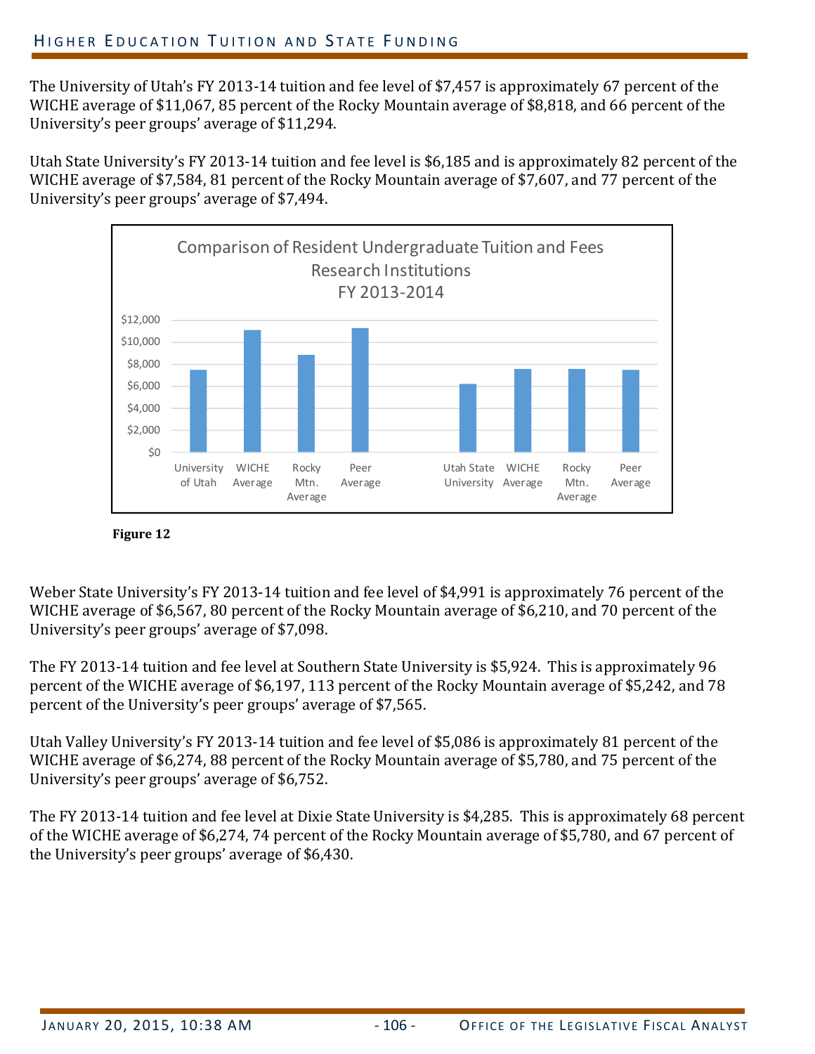The University of Utah's FY 2013-14 tuition and fee level of $7,457 is approximately 67 percent of the WICHE average of $11,067, 85 percent of the Rocky Mountain average of $8,818, and 66 percent of the University's peer groups' average of $11,294.

Utah State University's FY 2013-14 tuition and fee level is $6,185 and is approximately 82 percent of the WICHE average of $7,584, 81 percent of the Rocky Mountain average of $7,607, and 77 percent of the University's peer groups' average of $7,494.

Comparison of Resident Undergraduate Tuition and Fees
Research Institutions
FY 2013-2014

| | University of Utah | WICHE Average | Rocky Mtn. Average | Peer Average | Utah State University | WICHE Average | Rocky Mtn. Average | Peer Average |
|---|---|---|---|---|---|---|---|---|
| Tuition and Fees | $7,457 | $11,067 | $8,818 | $11,294 | $6,185 | $7,584 | $7,607 | $7,494 |

**Figure 12**

Weber State University's FY 2013-14 tuition and fee level of $4,991 is approximately 76 percent of the WICHE average of $6,567, 80 percent of the Rocky Mountain average of $6,210, and 70 percent of the University's peer groups' average of $7,098.

The FY 2013-14 tuition and fee level at Southern State University is $5,924. This is approximately 96 percent of the WICHE average of $6,197, 113 percent of the Rocky Mountain average of $5,242, and 78 percent of the University's peer groups' average of $7,565.

Utah Valley University's FY 2013-14 tuition and fee level of $5,086 is approximately 81 percent of the WICHE average of $6,274, 88 percent of the Rocky Mountain average of $5,780, and 75 percent of the University's peer groups' average of $6,752.

The FY 2013-14 tuition and fee level at Dixie State University is $4,285. This is approximately 68 percent of the WICHE average of $6,274, 74 percent of the Rocky Mountain average of $5,780, and 67 percent of the University's peer groups' average of $6,430.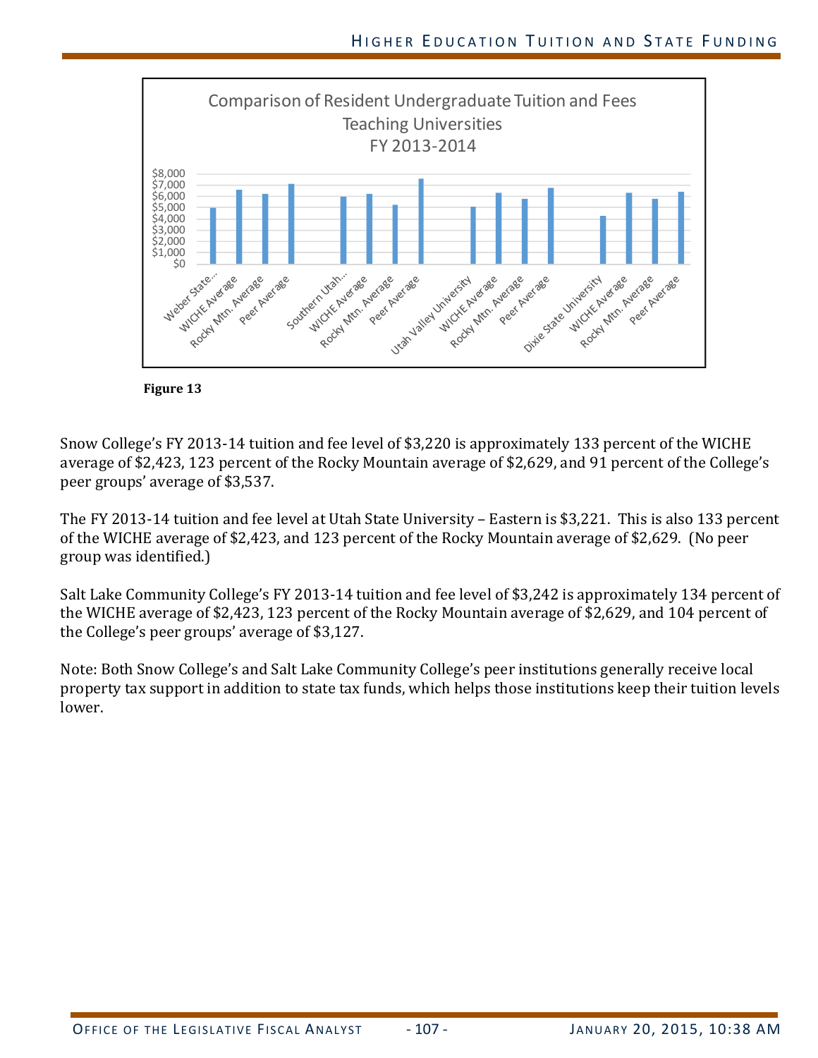Comparison of Resident Undergraduate Tuition and Fees
Teaching Universities
FY 2013-2014

**Figure 13**

Snow College's FY 2013-14 tuition and fee level of $3,220 is approximately 133 percent of the WICHE average of $2,423, 123 percent of the Rocky Mountain average of $2,629, and 91 percent of the College's peer groups' average of $3,537.

The FY 2013-14 tuition and fee level at Utah State University – Eastern is $3,221. This is also 133 percent of the WICHE average of $2,423, and 123 percent of the Rocky Mountain average of $2,629. (No peer group was identified.)

Salt Lake Community College's FY 2013-14 tuition and fee level of $3,242 is approximately 134 percent of the WICHE average of $2,423, 123 percent of the Rocky Mountain average of $2,629, and 104 percent of the College's peer groups' average of $3,127.

Note: Both Snow College's and Salt Lake Community College's peer institutions generally receive local property tax support in addition to state tax funds, which helps those institutions keep their tuition levels lower.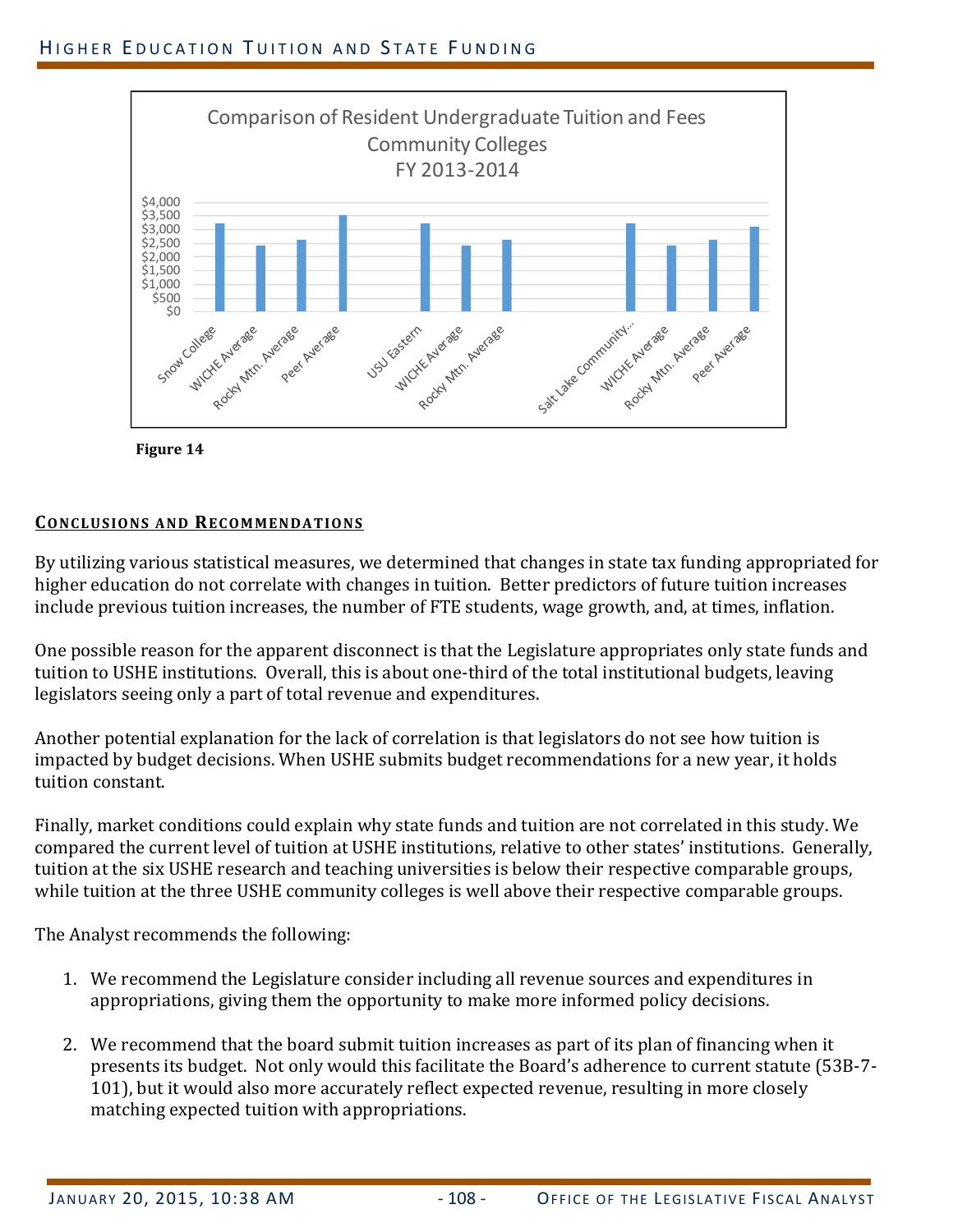Comparison of Resident Undergraduate Tuition and Fees
Community Colleges
FY 2013-2014

**Figure 14**

## Conclusions and Recommendations

By utilizing various statistical measures, we determined that changes in state tax funding appropriated for higher education do not correlate with changes in tuition. Better predictors of future tuition increases include previous tuition increases, the number of FTE students, wage growth, and, at times, inflation.

One possible reason for the apparent disconnect is that the Legislature appropriates only state funds and tuition to USHE institutions. Overall, this is about one-third of the total institutional budgets, leaving legislators seeing only a part of total revenue and expenditures.

Another potential explanation for the lack of correlation is that legislators do not see how tuition is impacted by budget decisions. When USHE submits budget recommendations for a new year, it holds tuition constant.

Finally, market conditions could explain why state funds and tuition are not correlated in this study. We compared the current level of tuition at USHE institutions, relative to other states' institutions. Generally, tuition at the six USHE research and teaching universities is below their respective comparable groups, while tuition at the three USHE community colleges is well above their respective comparable groups.

The Analyst recommends the following:

1. We recommend the Legislature consider including all revenue sources and expenditures in appropriations, giving them the opportunity to make more informed policy decisions.

2. We recommend that the board submit tuition increases as part of its plan of financing when it presents its budget. Not only would this facilitate the Board's adherence to current statute (53B-7-101), but it would also more accurately reflect expected revenue, resulting in more closely matching expected tuition with appropriations.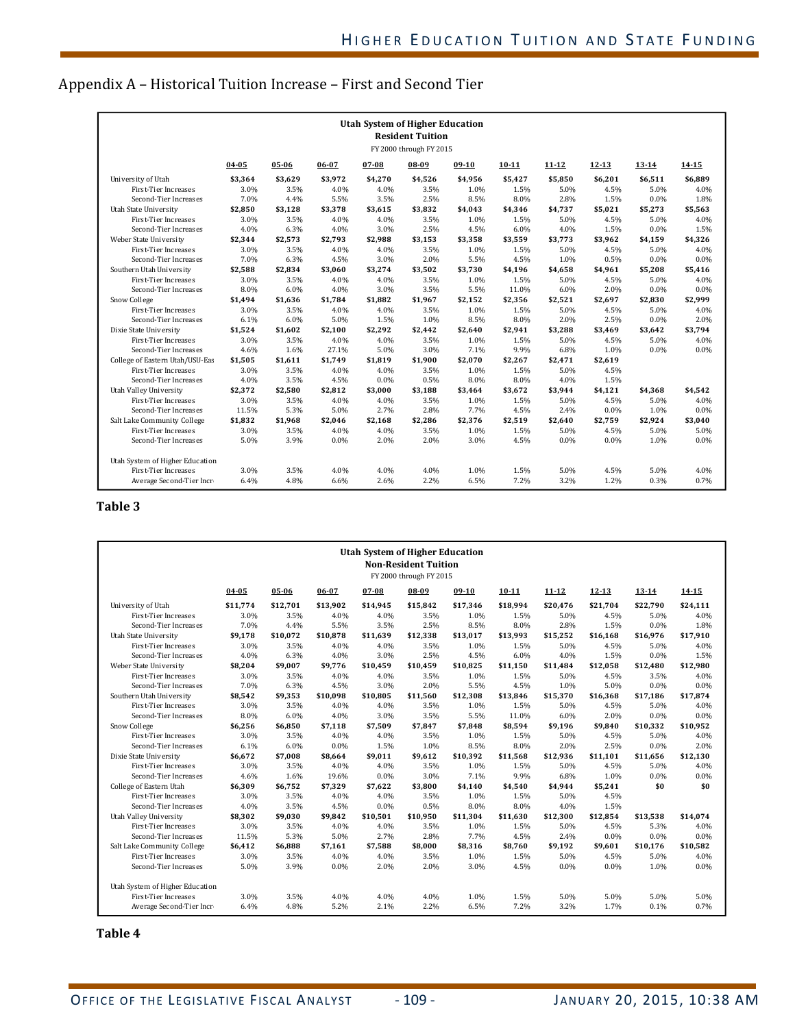# Appendix A – Historical Tuition Increase – First and Second Tier

**Utah System of Higher Education**
**Resident Tuition**
FY 2000 through FY 2015

| | 04-05 | 05-06 | 06-07 | 07-08 | 08-09 | 09-10 | 10-11 | 11-12 | 12-13 | 13-14 | 14-15 |
|---|---|---|---|---|---|---|---|---|---|---|---|
| University of Utah | **$3,364** | **$3,629** | **$3,972** | **$4,270** | **$4,526** | **$4,956** | **$5,427** | **$5,850** | **$6,201** | **$6,511** | **$6,889** |
| First-Tier Increases | 3.0% | 3.5% | 4.0% | 4.0% | 3.5% | 1.0% | 1.5% | 5.0% | 4.5% | 5.0% | 4.0% |
| Second-Tier Increases | 7.0% | 4.4% | 5.5% | 3.5% | 2.5% | 8.5% | 8.0% | 2.8% | 1.5% | 0.0% | 1.8% |
| Utah State University | **$2,850** | **$3,128** | **$3,378** | **$3,615** | **$3,832** | **$4,043** | **$4,346** | **$4,737** | **$5,021** | **$5,273** | **$5,563** |
| First-Tier Increases | 3.0% | 3.5% | 4.0% | 4.0% | 3.5% | 1.0% | 1.5% | 5.0% | 4.5% | 5.0% | 4.0% |
| Second-Tier Increases | 4.0% | 6.3% | 4.0% | 3.0% | 2.5% | 4.5% | 6.0% | 4.0% | 1.5% | 0.0% | 1.5% |
| Weber State University | **$2,344** | **$2,573** | **$2,793** | **$2,988** | **$3,153** | **$3,358** | **$3,559** | **$3,773** | **$3,962** | **$4,159** | **$4,326** |
| First-Tier Increases | 3.0% | 3.5% | 4.0% | 4.0% | 3.5% | 1.0% | 1.5% | 5.0% | 4.5% | 5.0% | 4.0% |
| Second-Tier Increases | 7.0% | 6.3% | 4.5% | 3.0% | 2.0% | 5.5% | 4.5% | 1.0% | 0.5% | 0.0% | 0.0% |
| Southern Utah University | **$2,588** | **$2,834** | **$3,060** | **$3,274** | **$3,502** | **$3,730** | **$4,196** | **$4,658** | **$4,961** | **$5,208** | **$5,416** |
| First-Tier Increases | 3.0% | 3.5% | 4.0% | 4.0% | 3.5% | 1.0% | 1.5% | 5.0% | 4.5% | 5.0% | 4.0% |
| Second-Tier Increases | 8.0% | 6.0% | 4.0% | 3.0% | 3.5% | 5.5% | 11.0% | 6.0% | 2.0% | 0.0% | 0.0% |
| Snow College | **$1,494** | **$1,636** | **$1,784** | **$1,882** | **$1,967** | **$2,152** | **$2,356** | **$2,521** | **$2,697** | **$2,830** | **$2,999** |
| First-Tier Increases | 3.0% | 3.5% | 4.0% | 4.0% | 3.5% | 1.0% | 1.5% | 5.0% | 4.5% | 5.0% | 4.0% |
| Second-Tier Increases | 6.1% | 6.0% | 5.0% | 1.5% | 1.0% | 8.5% | 8.0% | 2.0% | 2.5% | 0.0% | 2.0% |
| Dixie State University | **$1,524** | **$1,602** | **$2,100** | **$2,292** | **$2,442** | **$2,640** | **$2,941** | **$3,288** | **$3,469** | **$3,642** | **$3,794** |
| First-Tier Increases | 3.0% | 3.5% | 4.0% | 4.0% | 3.5% | 1.0% | 1.5% | 5.0% | 4.5% | 5.0% | 4.0% |
| Second-Tier Increases | 4.6% | 1.6% | 27.1% | 5.0% | 3.0% | 7.1% | 9.9% | 6.8% | 1.0% | 0.0% | 0.0% |
| College of Eastern Utah/USU-Eas | **$1,505** | **$1,611** | **$1,749** | **$1,819** | **$1,900** | **$2,070** | **$2,267** | **$2,471** | **$2,619** | | |
| First-Tier Increases | 3.0% | 3.5% | 4.0% | 4.0% | 3.5% | 1.0% | 1.5% | 5.0% | 4.5% | | |
| Second-Tier Increases | 4.0% | 3.5% | 4.5% | 0.0% | 0.5% | 8.0% | 8.0% | 4.0% | 1.5% | | |
| Utah Valley University | **$2,372** | **$2,580** | **$2,812** | **$3,000** | **$3,188** | **$3,464** | **$3,672** | **$3,944** | **$4,121** | **$4,368** | **$4,542** |
| First-Tier Increases | 3.0% | 3.5% | 4.0% | 4.0% | 3.5% | 1.0% | 1.5% | 5.0% | 4.5% | 5.0% | 4.0% |
| Second-Tier Increases | 11.5% | 5.3% | 5.0% | 2.7% | 2.8% | 7.7% | 4.5% | 2.4% | 0.0% | 1.0% | 0.0% |
| Salt Lake Community College | **$1,832** | **$1,968** | **$2,046** | **$2,168** | **$2,286** | **$2,376** | **$2,519** | **$2,640** | **$2,759** | **$2,924** | **$3,040** |
| First-Tier Increases | 3.0% | 3.5% | 4.0% | 4.0% | 3.5% | 1.0% | 1.5% | 5.0% | 4.5% | 5.0% | 5.0% |
| Second-Tier Increases | 5.0% | 3.9% | 0.0% | 2.0% | 2.0% | 3.0% | 4.5% | 0.0% | 0.0% | 1.0% | 0.0% |
| Utah System of Higher Education | | | | | | | | | | | |
| First-Tier Increases | 3.0% | 3.5% | 4.0% | 4.0% | 4.0% | 1.0% | 1.5% | 5.0% | 4.5% | 5.0% | 4.0% |
| Average Second-Tier Incr | 6.4% | 4.8% | 6.6% | 2.6% | 2.2% | 6.5% | 7.2% | 3.2% | 1.2% | 0.3% | 0.7% |

**Table 3**

**Utah System of Higher Education**
**Non-Resident Tuition**
FY 2000 through FY 2015

| | 04-05 | 05-06 | 06-07 | 07-08 | 08-09 | 09-10 | 10-11 | 11-12 | 12-13 | 13-14 | 14-15 |
|---|---|---|---|---|---|---|---|---|---|---|---|
| University of Utah | **$11,774** | **$12,701** | **$13,902** | **$14,945** | **$15,842** | **$17,346** | **$18,994** | **$20,476** | **$21,704** | **$22,790** | **$24,111** |
| First-Tier Increases | 3.0% | 3.5% | 4.0% | 4.0% | 3.5% | 1.0% | 1.5% | 5.0% | 4.5% | 5.0% | 4.0% |
| Second-Tier Increases | 7.0% | 4.4% | 5.5% | 3.5% | 2.5% | 8.5% | 8.0% | 2.8% | 1.5% | 0.0% | 1.8% |
| Utah State University | **$9,178** | **$10,072** | **$10,878** | **$11,639** | **$12,338** | **$13,017** | **$13,993** | **$15,252** | **$16,168** | **$16,976** | **$17,910** |
| First-Tier Increases | 3.0% | 3.5% | 4.0% | 4.0% | 3.5% | 1.0% | 1.5% | 5.0% | 4.5% | 5.0% | 4.0% |
| Second-Tier Increases | 4.0% | 6.3% | 4.0% | 3.0% | 2.5% | 4.5% | 6.0% | 4.0% | 1.5% | 0.0% | 1.5% |
| Weber State University | **$8,204** | **$9,007** | **$9,776** | **$10,459** | **$10,459** | **$10,825** | **$11,150** | **$11,484** | **$12,058** | **$12,480** | **$12,980** |
| First-Tier Increases | 3.0% | 3.5% | 4.0% | 4.0% | 3.5% | 1.0% | 1.5% | 5.0% | 4.5% | 3.5% | 4.0% |
| Second-Tier Increases | 7.0% | 6.3% | 4.5% | 3.0% | 2.0% | 5.5% | 4.5% | 1.0% | 5.0% | 0.0% | 0.0% |
| Southern Utah University | **$8,542** | **$9,353** | **$10,098** | **$10,805** | **$11,560** | **$12,308** | **$13,846** | **$15,370** | **$16,368** | **$17,186** | **$17,874** |
| First-Tier Increases | 3.0% | 3.5% | 4.0% | 4.0% | 3.5% | 1.0% | 1.5% | 5.0% | 4.5% | 5.0% | 4.0% |
| Second-Tier Increases | 8.0% | 6.0% | 4.0% | 3.0% | 3.5% | 5.5% | 11.0% | 6.0% | 2.0% | 0.0% | 0.0% |
| Snow College | **$6,256** | **$6,850** | **$7,118** | **$7,509** | **$7,847** | **$7,848** | **$8,594** | **$9,196** | **$9,840** | **$10,332** | **$10,952** |
| First-Tier Increases | 3.0% | 3.5% | 4.0% | 4.0% | 3.5% | 1.0% | 1.5% | 5.0% | 4.5% | 5.0% | 4.0% |
| Second-Tier Increases | 6.1% | 6.0% | 0.0% | 1.5% | 1.0% | 8.5% | 8.0% | 2.0% | 2.5% | 0.0% | 2.0% |
| Dixie State University | **$6,672** | **$7,008** | **$8,664** | **$9,011** | **$9,612** | **$10,392** | **$11,568** | **$12,936** | **$11,101** | **$11,656** | **$12,130** |
| First-Tier Increases | 3.0% | 3.5% | 4.0% | 4.0% | 3.5% | 1.0% | 1.5% | 5.0% | 4.5% | 5.0% | 4.0% |
| Second-Tier Increases | 4.6% | 1.6% | 19.6% | 0.0% | 3.0% | 7.1% | 9.9% | 6.8% | 1.0% | 0.0% | 0.0% |
| College of Eastern Utah | **$6,309** | **$6,752** | **$7,329** | **$7,622** | **$3,800** | **$4,140** | **$4,540** | **$4,944** | **$5,241** | **$0** | **$0** |
| First-Tier Increases | 3.0% | 3.5% | 4.0% | 4.0% | 3.5% | 1.0% | 1.5% | 5.0% | 4.5% | | |
| Second-Tier Increases | 4.0% | 3.5% | 4.5% | 0.0% | 0.5% | 8.0% | 8.0% | 4.0% | 1.5% | | |
| Utah Valley University | **$8,302** | **$9,030** | **$9,842** | **$10,501** | **$10,950** | **$11,304** | **$11,630** | **$12,300** | **$12,854** | **$13,538** | **$14,074** |
| First-Tier Increases | 3.0% | 3.5% | 4.0% | 4.0% | 3.5% | 1.0% | 1.5% | 5.0% | 4.5% | 5.3% | 4.0% |
| Second-Tier Increases | 11.5% | 5.3% | 5.0% | 2.7% | 2.8% | 7.7% | 4.5% | 2.4% | 0.0% | 0.0% | 0.0% |
| Salt Lake Community College | **$6,412** | **$6,888** | **$7,161** | **$7,588** | **$8,000** | **$8,316** | **$8,760** | **$9,192** | **$9,601** | **$10,176** | **$10,582** |
| First-Tier Increases | 3.0% | 3.5% | 4.0% | 4.0% | 3.5% | 1.0% | 1.5% | 5.0% | 4.5% | 5.0% | 4.0% |
| Second-Tier Increases | 5.0% | 3.9% | 0.0% | 2.0% | 2.0% | 3.0% | 4.5% | 0.0% | 0.0% | 1.0% | 0.0% |
| Utah System of Higher Education | | | | | | | | | | | |
| First-Tier Increases | 3.0% | 3.5% | 4.0% | 4.0% | 4.0% | 1.0% | 1.5% | 5.0% | 5.0% | 5.0% | 5.0% |
| Average Second-Tier Incr | 6.4% | 4.8% | 5.2% | 2.1% | 2.2% | 6.5% | 7.2% | 3.2% | 1.7% | 0.1% | 0.7% |

**Table 4**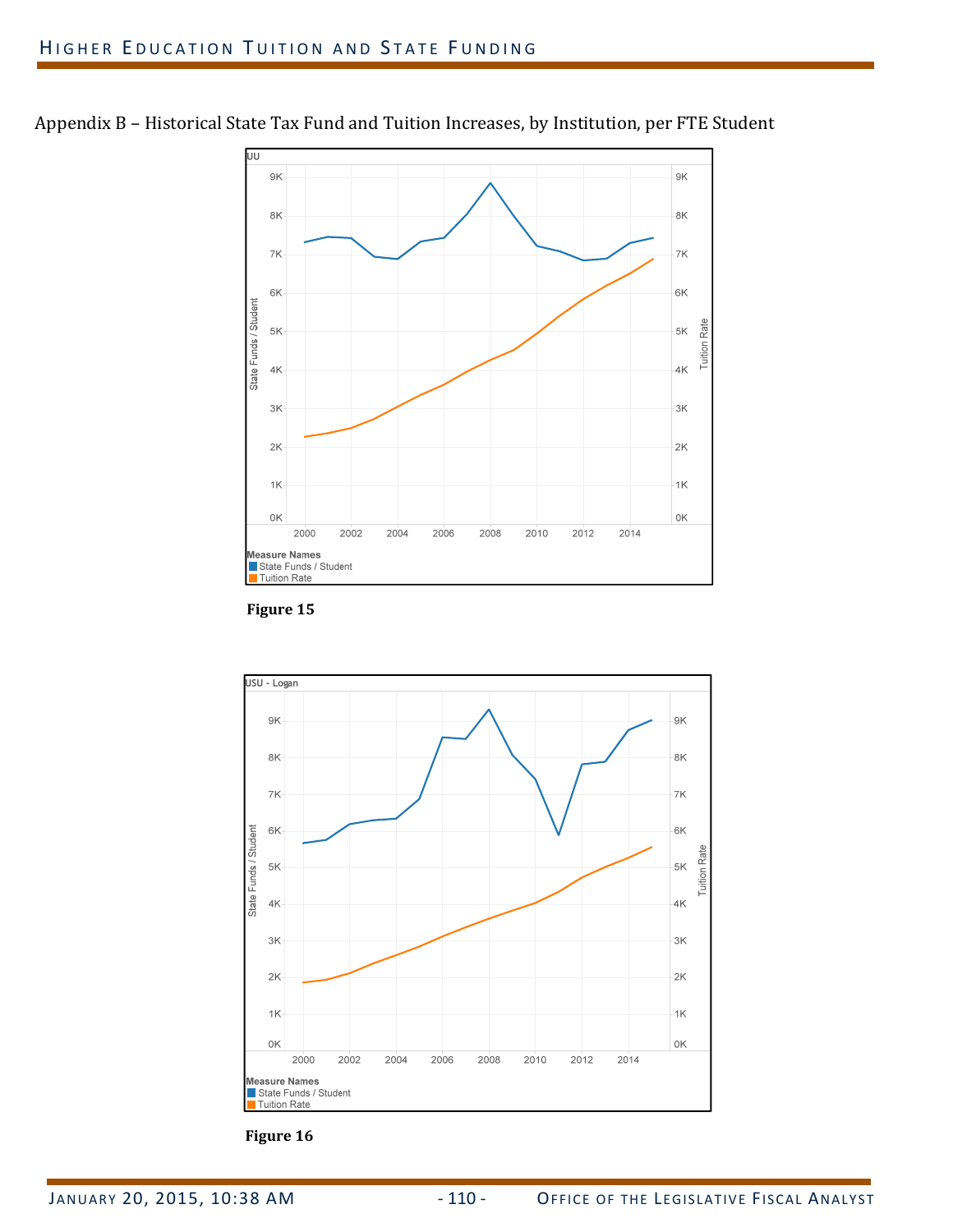Appendix B – Historical State Tax Fund and Tuition Increases, by Institution, per FTE Student

UU

Measure Names
- State Funds / Student
- Tuition Rate

**Figure 15**

USU - Logan

Measure Names
- State Funds / Student
- Tuition Rate

**Figure 16**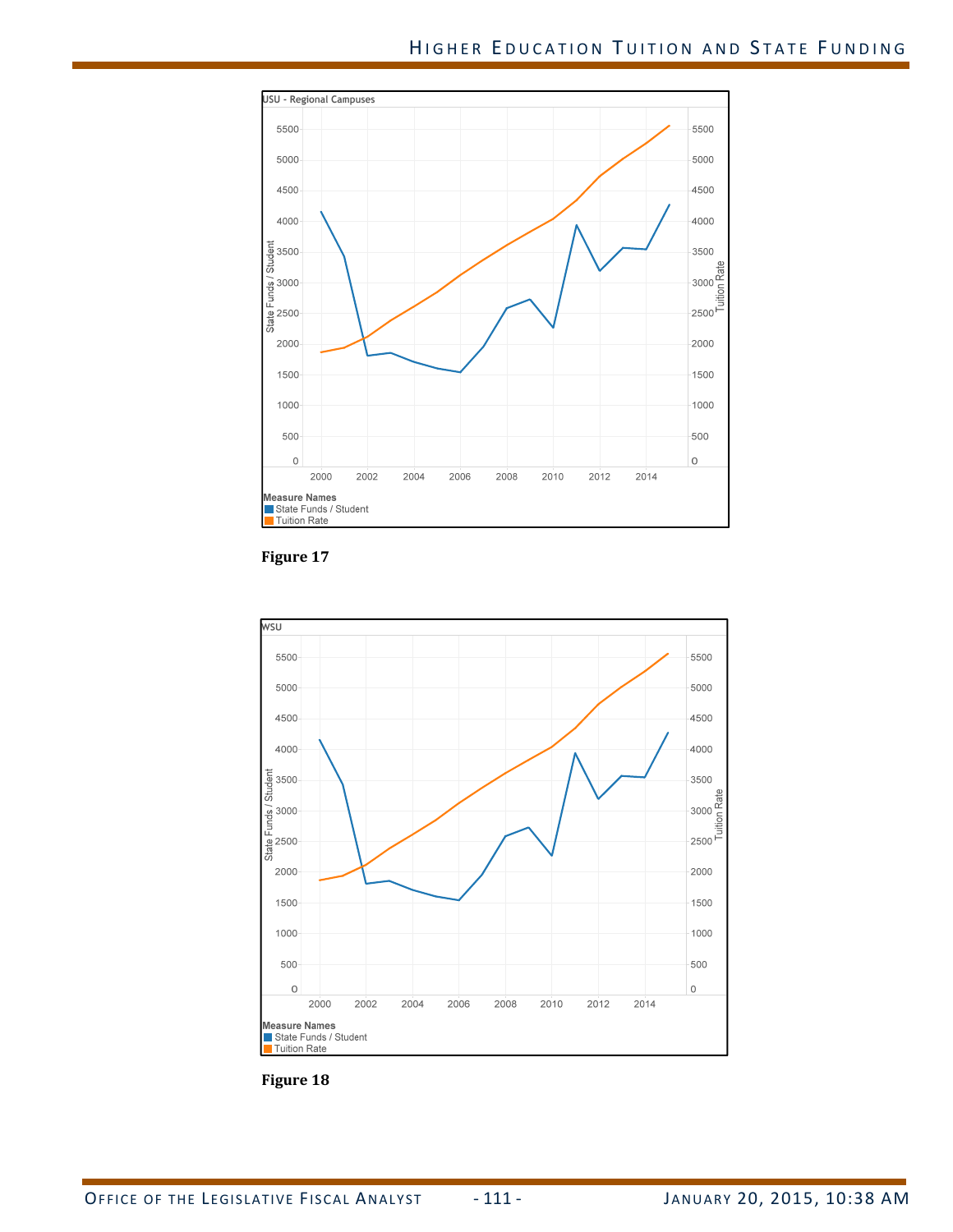USU - Regional Campuses

State Funds / Student | Tuition Rate

Measure Names
- State Funds / Student
- Tuition Rate

**Figure 17**

WSU

State Funds / Student | Tuition Rate

Measure Names
- State Funds / Student
- Tuition Rate

**Figure 18**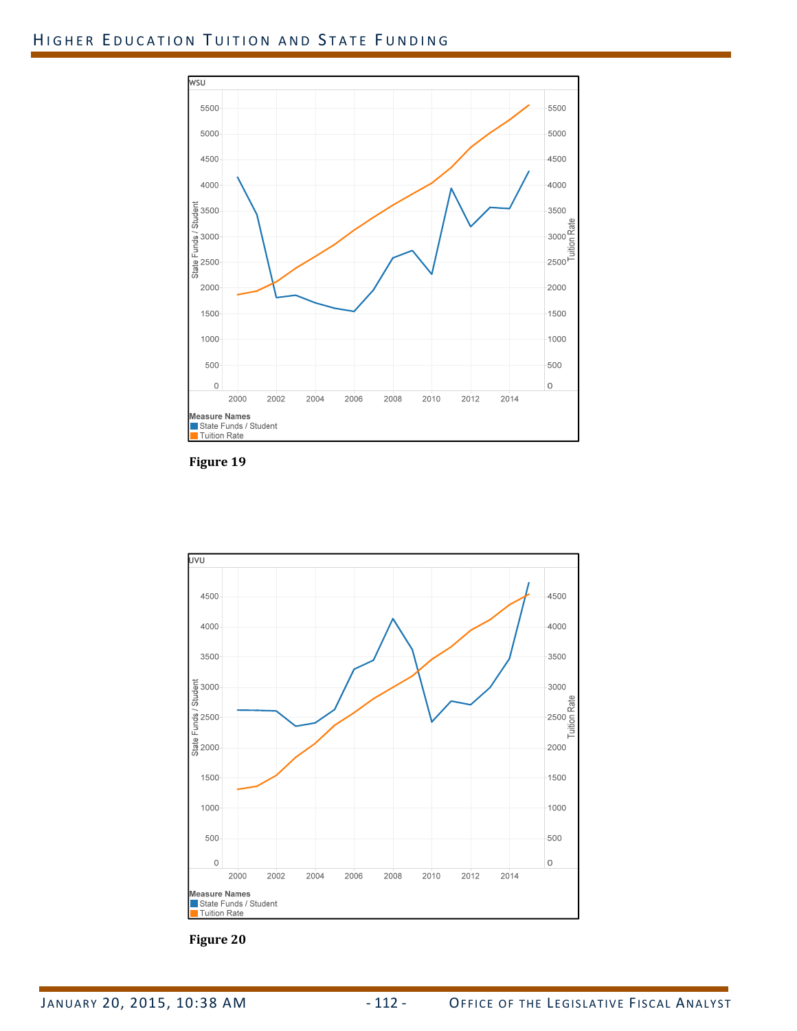WSU

Figure 19

UVU

Figure 20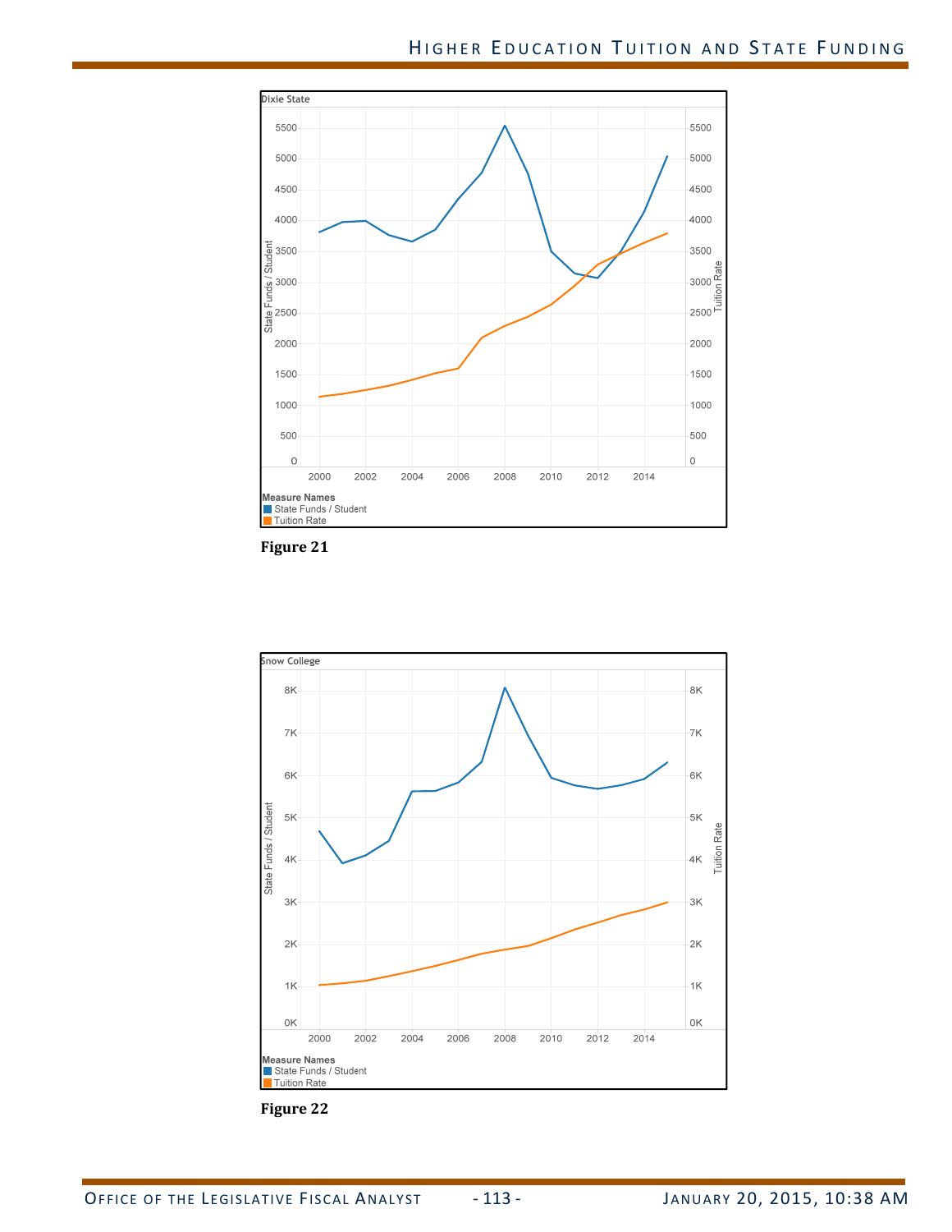Dixie State

5500
5000
4500
4000
3500
3000
2500
2000
1500
1000
500
0

State Funds / Student | Tuition Rate

2000 2002 2004 2006 2008 2010 2012 2014

Measure Names
State Funds / Student
Tuition Rate

**Figure 21**

Snow College

8K
7K
6K
5K
4K
3K
2K
1K
0K

State Funds / Student | Tuition Rate

2000 2002 2004 2006 2008 2010 2012 2014

Measure Names
State Funds / Student
Tuition Rate

**Figure 22**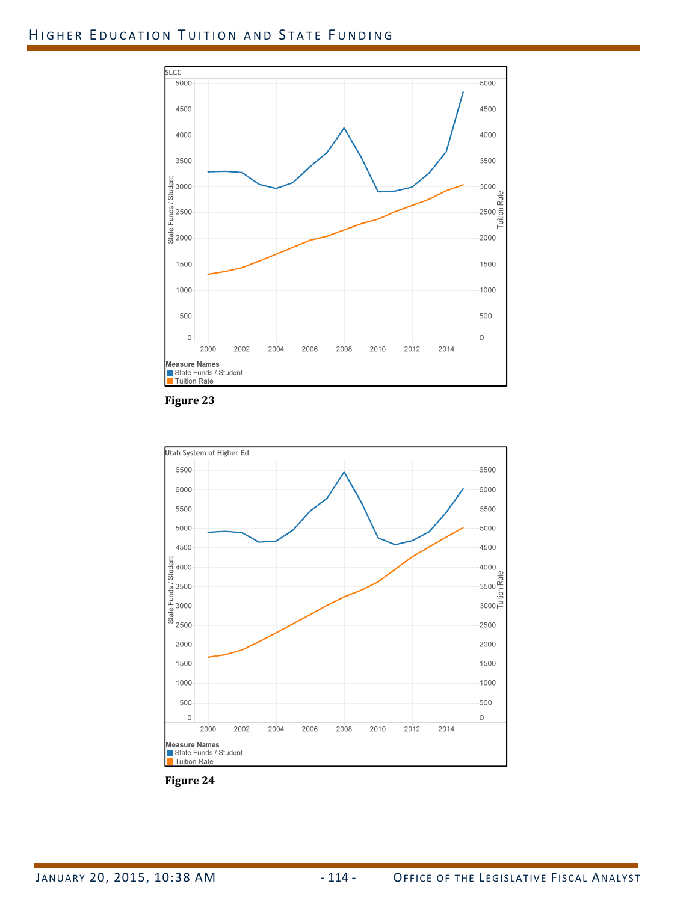SLCC

State Funds / Student

Tuition Rate

Measure Names
- State Funds / Student
- Tuition Rate

**Figure 23**

Utah System of Higher Ed

State Funds / Student

Tuition Rate

Measure Names
- State Funds / Student
- Tuition Rate

**Figure 24**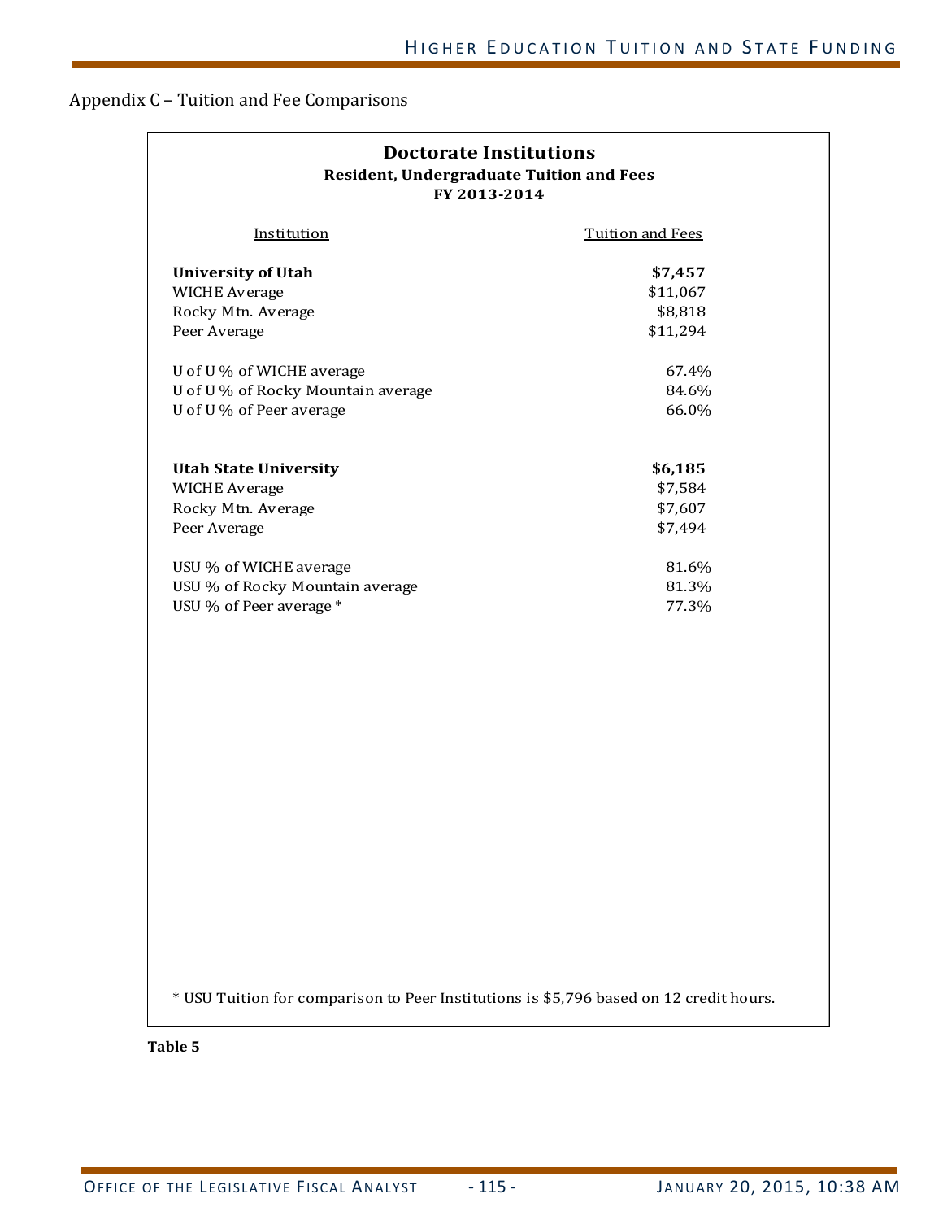Appendix C – Tuition and Fee Comparisons

**Doctorate Institutions**
**Resident, Undergraduate Tuition and Fees**
**FY 2013-2014**

| Institution | Tuition and Fees |
|---|---|
| **University of Utah** | **$7,457** |
| WICHE Average | $11,067 |
| Rocky Mtn. Average | $8,818 |
| Peer Average | $11,294 |
| | |
| U of U % of WICHE average | 67.4% |
| U of U % of Rocky Mountain average | 84.6% |
| U of U % of Peer average | 66.0% |
| | |
| **Utah State University** | **$6,185** |
| WICHE Average | $7,584 |
| Rocky Mtn. Average | $7,607 |
| Peer Average | $7,494 |
| | |
| USU % of WICHE average | 81.6% |
| USU % of Rocky Mountain average | 81.3% |
| USU % of Peer average * | 77.3% |

\* USU Tuition for comparison to Peer Institutions is $5,796 based on 12 credit hours.

**Table 5**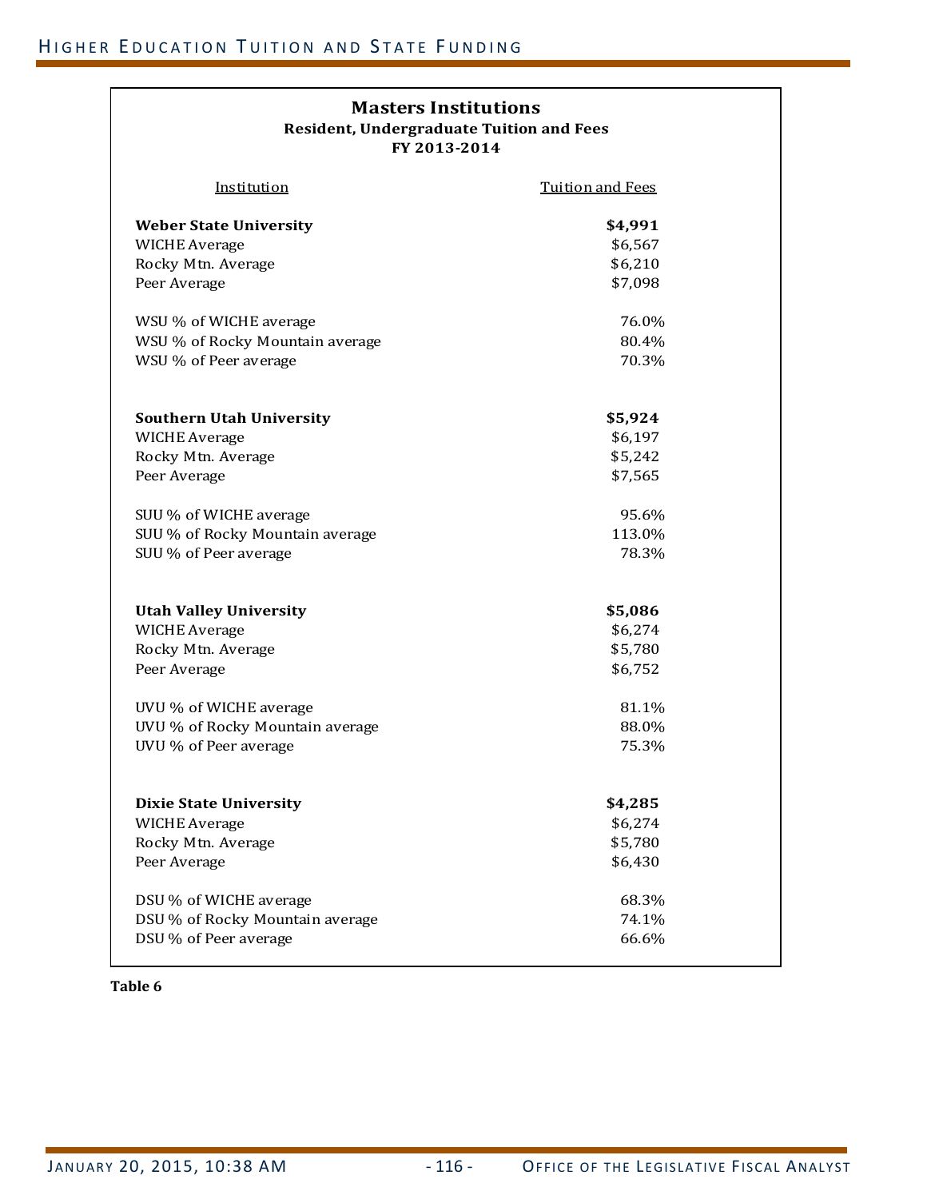### Masters Institutions

**Resident, Undergraduate Tuition and Fees**
**FY 2013-2014**

| Institution | Tuition and Fees |
|---|---|
| **Weber State University** | **$4,991** |
| WICHE Average | $6,567 |
| Rocky Mtn. Average | $6,210 |
| Peer Average | $7,098 |
| | |
| WSU % of WICHE average | 76.0% |
| WSU % of Rocky Mountain average | 80.4% |
| WSU % of Peer average | 70.3% |
| | |
| **Southern Utah University** | **$5,924** |
| WICHE Average | $6,197 |
| Rocky Mtn. Average | $5,242 |
| Peer Average | $7,565 |
| | |
| SUU % of WICHE average | 95.6% |
| SUU % of Rocky Mountain average | 113.0% |
| SUU % of Peer average | 78.3% |
| | |
| **Utah Valley University** | **$5,086** |
| WICHE Average | $6,274 |
| Rocky Mtn. Average | $5,780 |
| Peer Average | $6,752 |
| | |
| UVU % of WICHE average | 81.1% |
| UVU % of Rocky Mountain average | 88.0% |
| UVU % of Peer average | 75.3% |
| | |
| **Dixie State University** | **$4,285** |
| WICHE Average | $6,274 |
| Rocky Mtn. Average | $5,780 |
| Peer Average | $6,430 |
| | |
| DSU % of WICHE average | 68.3% |
| DSU % of Rocky Mountain average | 74.1% |
| DSU % of Peer average | 66.6% |

**Table 6**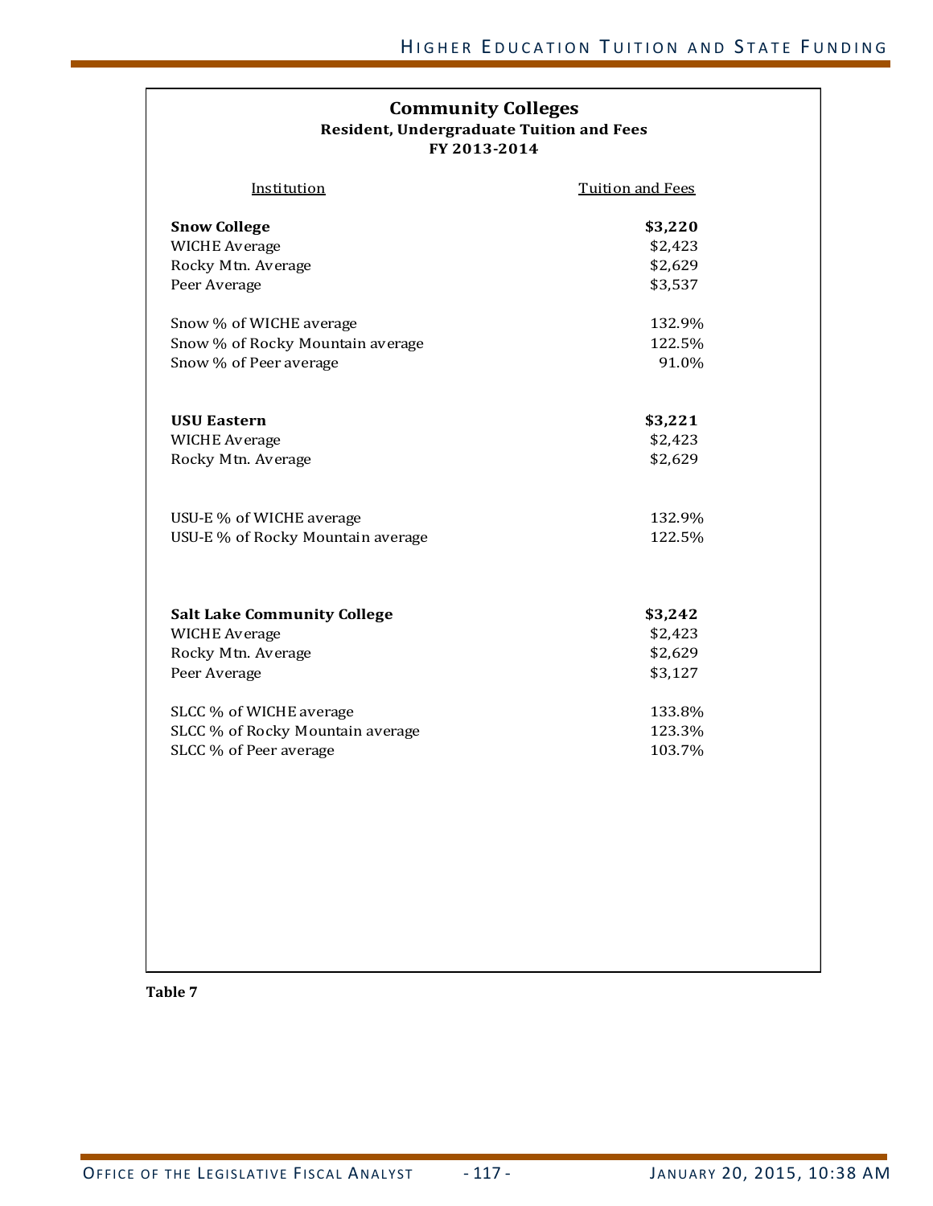## Community Colleges

### Resident, Undergraduate Tuition and Fees

### FY 2013-2014

| Institution | Tuition and Fees |
|---|---|
| **Snow College** | **$3,220** |
| WICHE Average | $2,423 |
| Rocky Mtn. Average | $2,629 |
| Peer Average | $3,537 |
| | |
| Snow % of WICHE average | 132.9% |
| Snow % of Rocky Mountain average | 122.5% |
| Snow % of Peer average | 91.0% |
| | |
| **USU Eastern** | **$3,221** |
| WICHE Average | $2,423 |
| Rocky Mtn. Average | $2,629 |
| | |
| USU-E % of WICHE average | 132.9% |
| USU-E % of Rocky Mountain average | 122.5% |
| | |
| **Salt Lake Community College** | **$3,242** |
| WICHE Average | $2,423 |
| Rocky Mtn. Average | $2,629 |
| Peer Average | $3,127 |
| | |
| SLCC % of WICHE average | 133.8% |
| SLCC % of Rocky Mountain average | 123.3% |
| SLCC % of Peer average | 103.7% |

**Table 7**